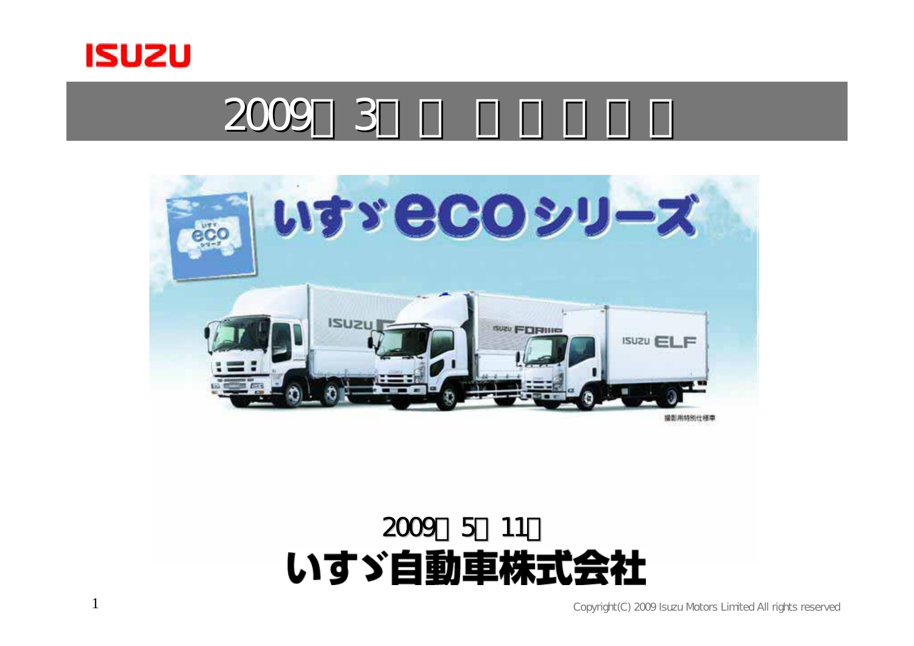# 2009年3月期 決算説明会

2009年5月11日

**いすゞ自動車株式会社**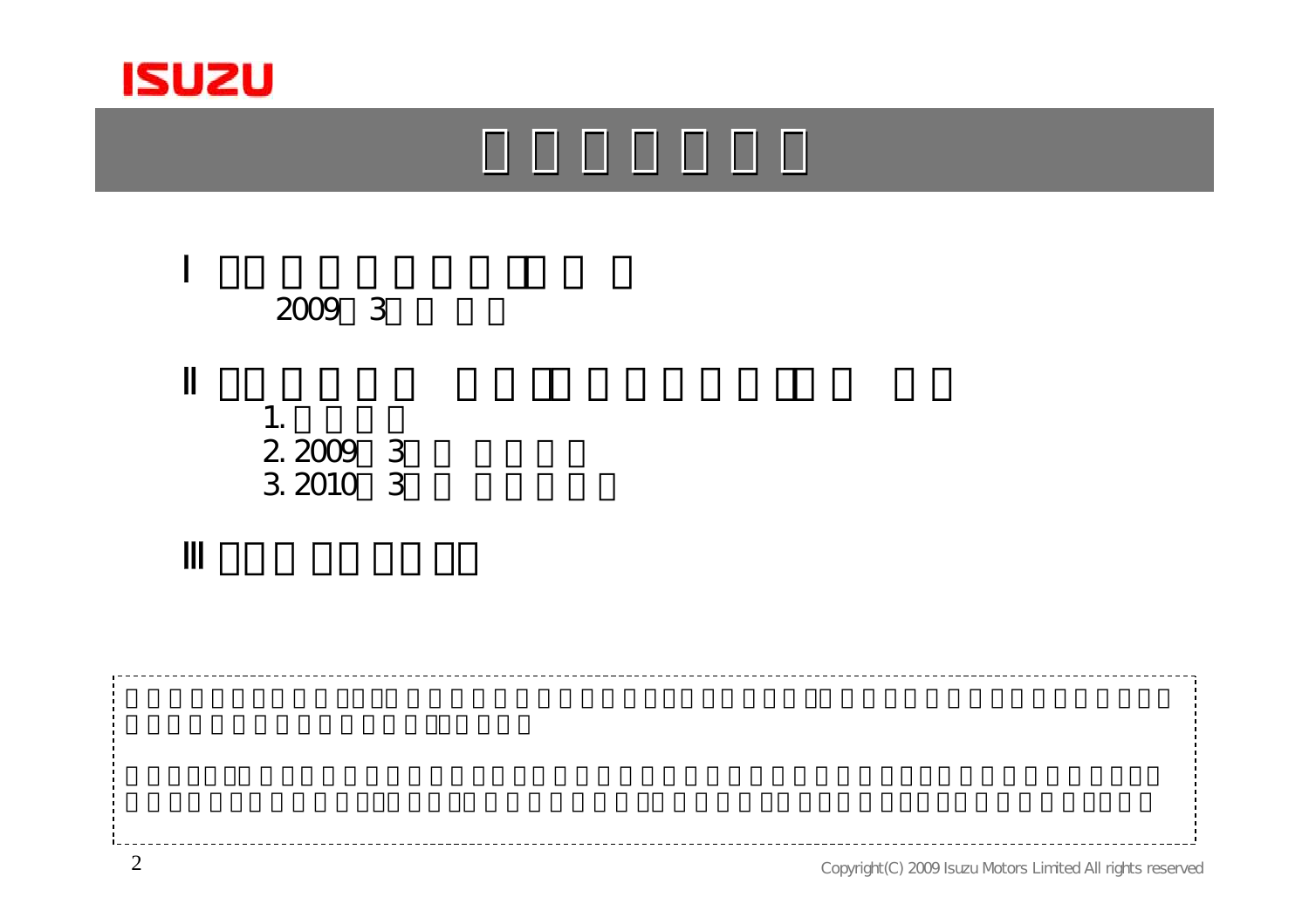Ⅰ

2009 3

Ⅱ

1.

2. 2009 3

3. 2010 3

Ⅲ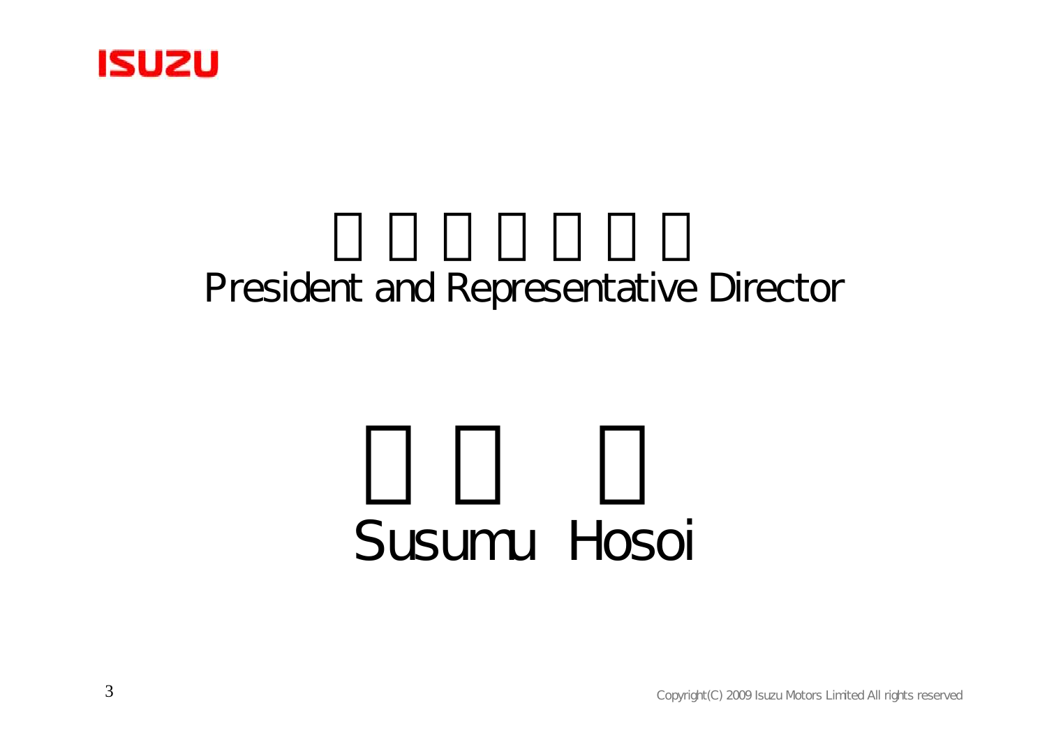President and Representative Director

Susumu Hosoi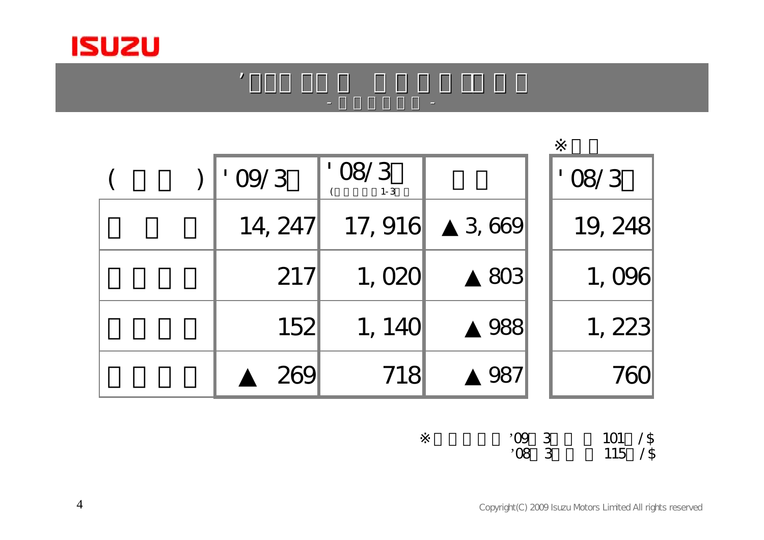# ’□□□ □□□ □ □ □ □ □□□ □ □

## - □ □ □ □ □ □ -

※□ □

| ( □ □ ) | '09/3□ | '08/3□ (□ □ □ □ □ 1-3□ □) | □ □ | | '08/3□ |
|---|---|---|---|---|---|
| □ □ □ | 14,247 | 17,916 | ▲3,669 | | 19,248 |
| □ □ □ □ | 217 | 1,020 | ▲803 | | 1,096 |
| □ □ □ □ | 152 | 1,140 | ▲988 | | 1,223 |
| □ □ □ □ | ▲ 269 | 718 | ▲987 | | 760 |

※□ □ □ □ □ ’09□ 3□ □ □ 101□ /$
’08□ 3□ □ □ 115□ /$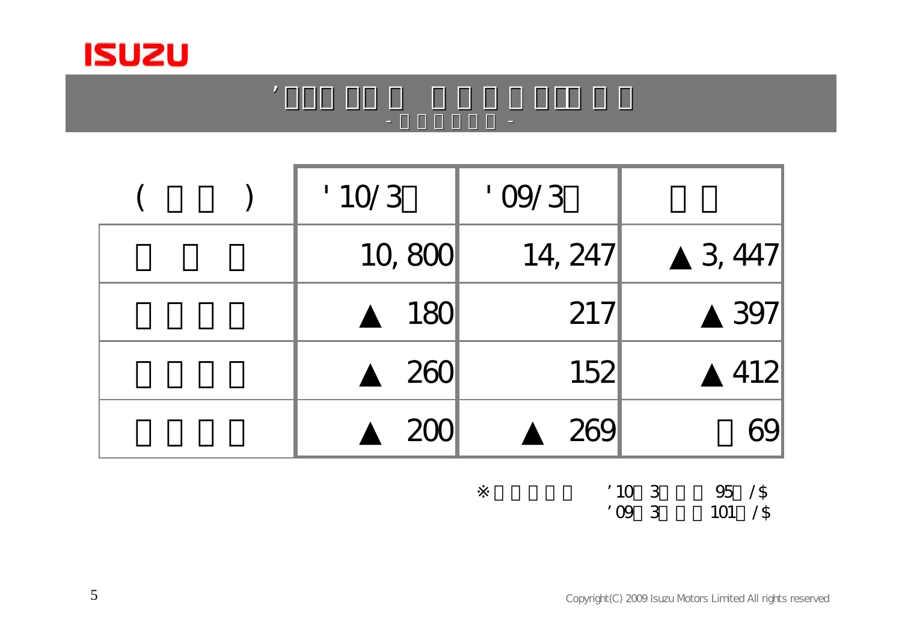# ’□□□ □□□ □ □ □ □ □□□ □ □

- □□□□□□ -

| ( □□ ) | '10/3□ | '09/3□ | □□ |
|---|---|---|---|
| □□□ | 10,800 | 14,247 | ▲3,447 |
| □□□□ | ▲ 180 | 217 | ▲397 |
| □□□□ | ▲ 260 | 152 | ▲412 |
| □□□□ | ▲ 200 | ▲ 269 | □69 |

※□□□□□ ’10□3□□□ 95□/$
’09□3□□□ 101□/$

Copyright(C) 2009 Isuzu Motors Limited All rights reserved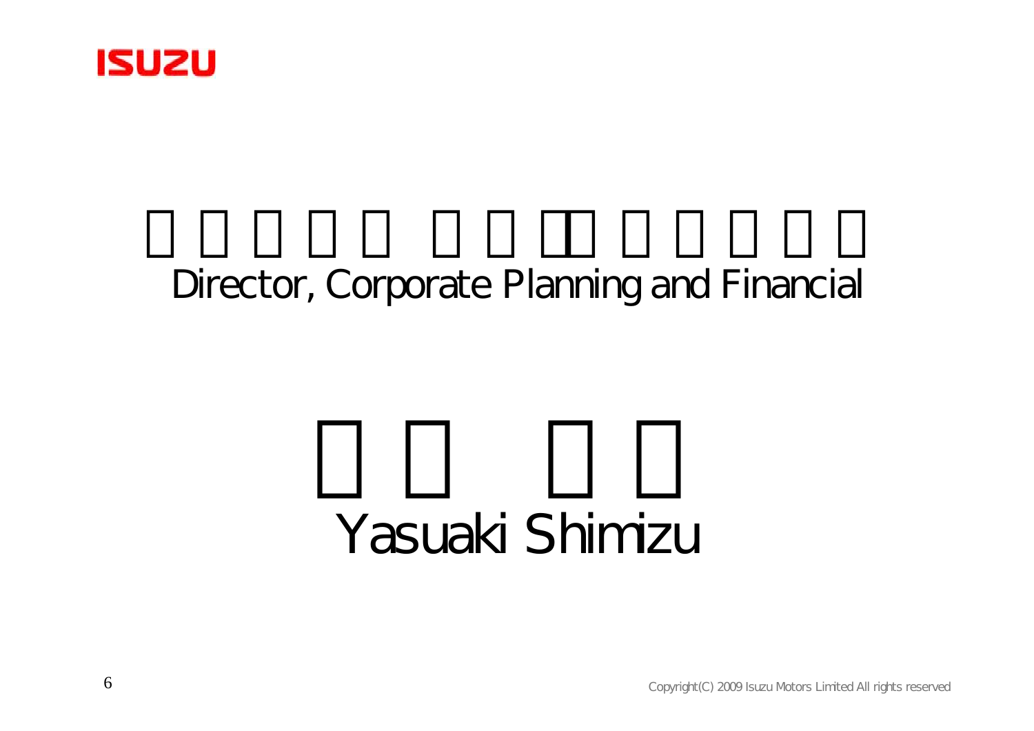Director, Corporate Planning and Financial

Yasuaki Shimizu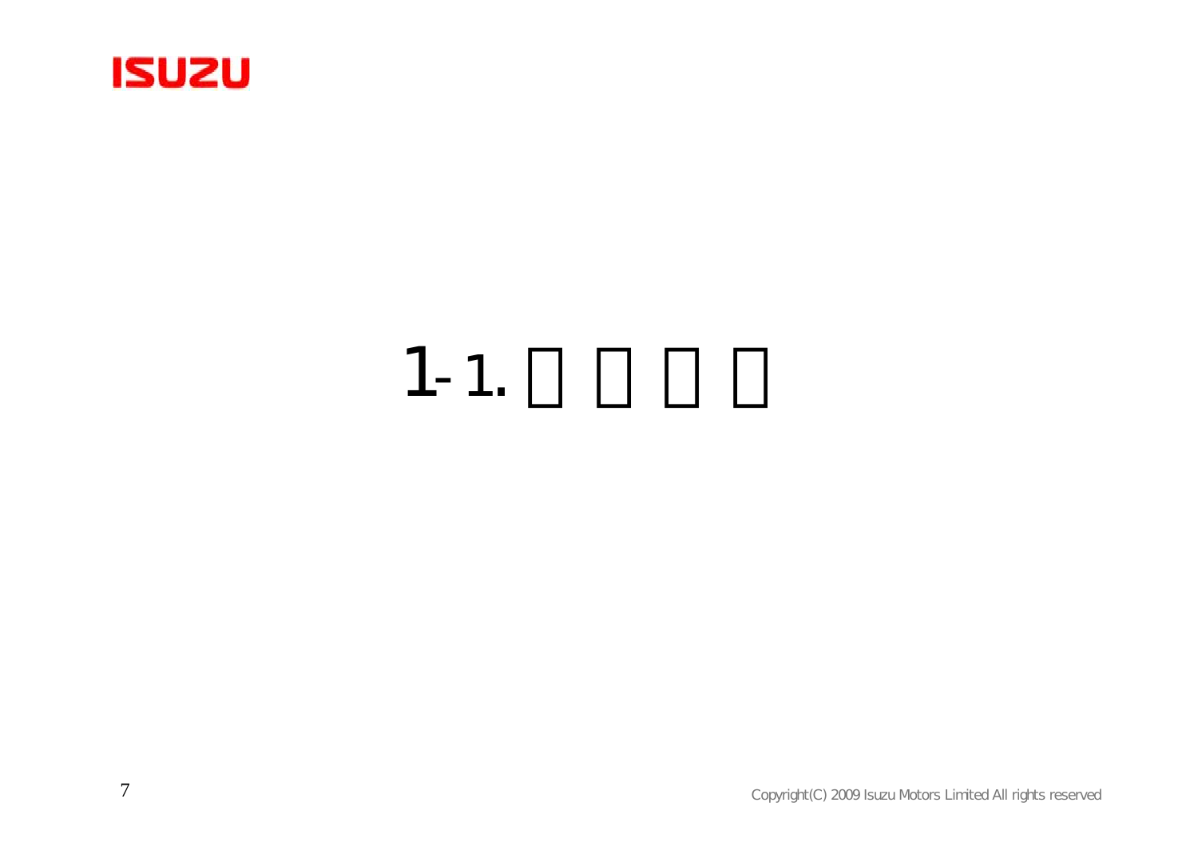# 1-1. □□□□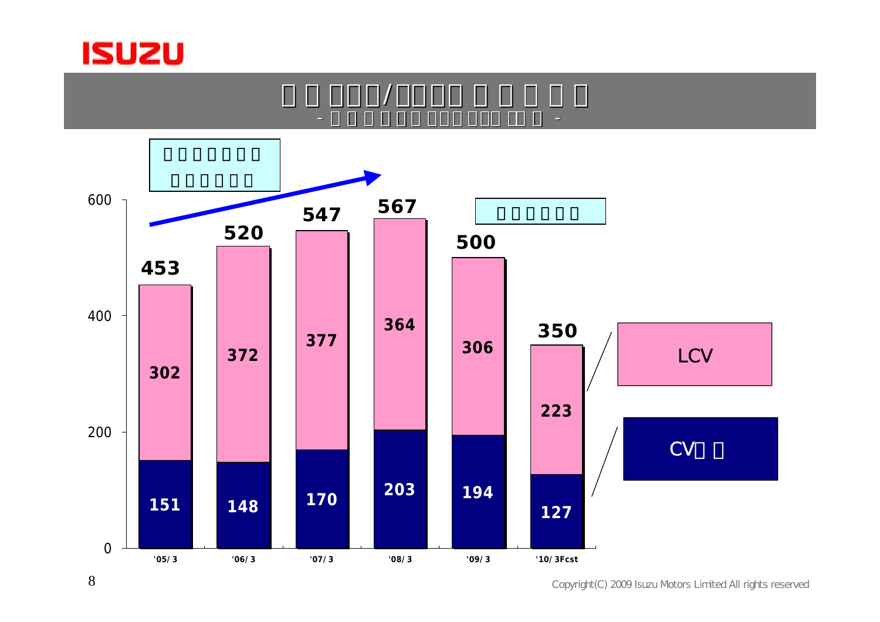ISUZU

# □□□□□/□□□□□□□□□
- □□□□□□□□□□□□□□□□□ -

□□□□□□□
□□□□□□

□□□□□□

| | '05/3 | '06/3 | '07/3 | '08/3 | '09/3 | '10/3Fcst |
|---|---|---|---|---|---|---|
| LCV | 302 | 372 | 377 | 364 | 306 | 223 |
| CV□□ | 151 | 148 | 170 | 203 | 194 | 127 |
| Total | 453 | 520 | 547 | 567 | 500 | 350 |

Copyright(C) 2009 Isuzu Motors Limited All rights reserved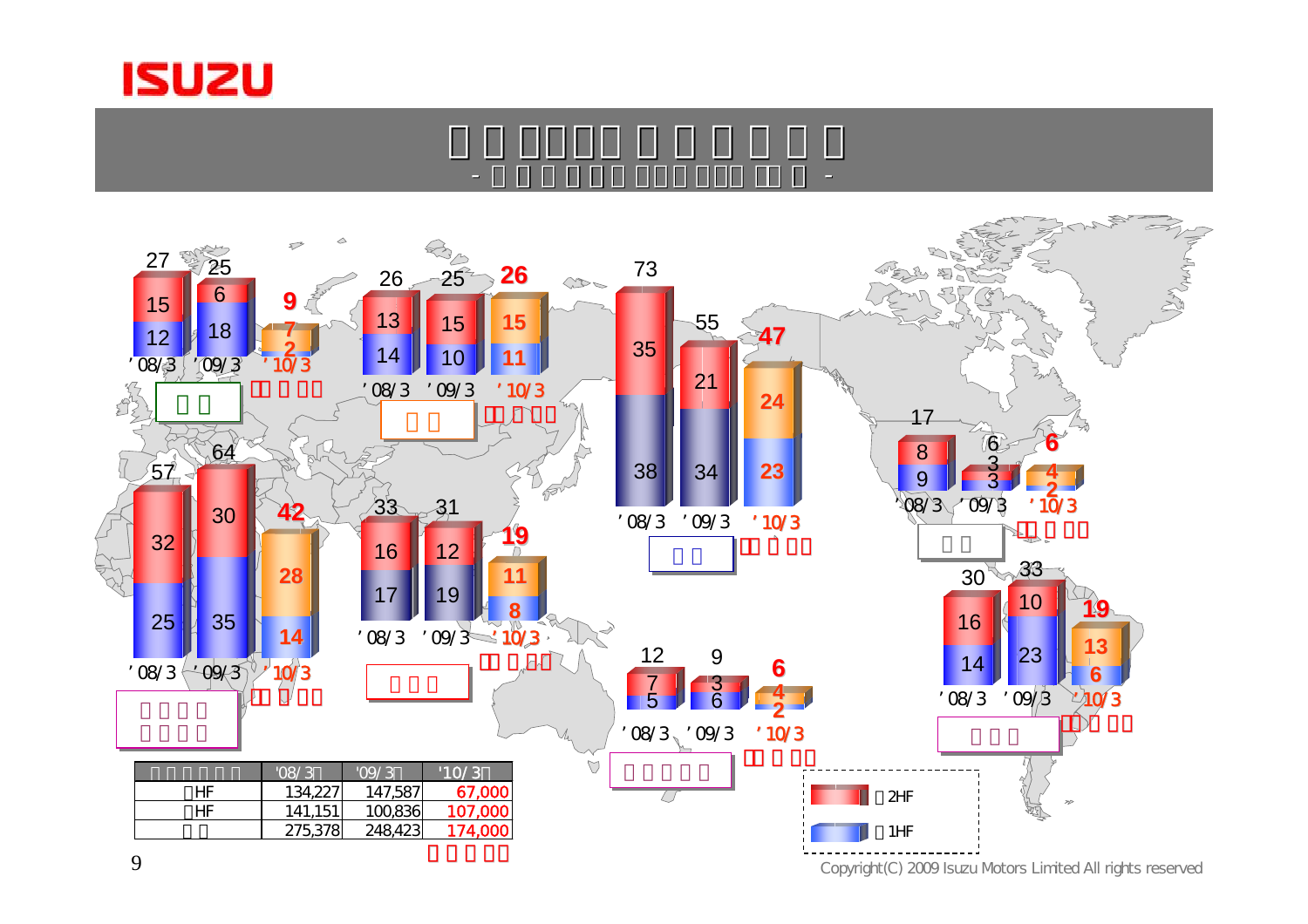# □□□□□□ □□□□□

- □□□□□□ □□□□□□□ □□□ -

□□

| | '08/3 | '09/3 | '10/3 |
|---|---|---|---|
| 2HF | 15 | 6 | 7 |
| 1HF | 12 | 18 | 2 |
| 計 | 27 | 25 | 9 |

□□

| | '08/3 | '09/3 | '10/3 |
|---|---|---|---|
| 2HF | 13 | 15 | 15 |
| 1HF | 14 | 10 | 11 |
| 計 | 26 | 25 | 26 |

□□

| | '08/3 | '09/3 | '10/3 |
|---|---|---|---|
| 2HF | 35 | 21 | 24 |
| 1HF | 38 | 34 | 23 |
| 計 | 73 | 55 | 47 |

□□

| | '08/3 | '09/3 | '10/3 |
|---|---|---|---|
| 2HF | 8 | 3 | 4 |
| 1HF | 9 | 3 | 2 |
| 計 | 17 | 6 | 6 |

□□□□ □□□□

| | '08/3 | '09/3 | '10/3 |
|---|---|---|---|
| 2HF | 32 | 30 | 28 |
| 1HF | 25 | 35 | 14 |
| 計 | 57 | 64 | 42 |

□□□

| | '08/3 | '09/3 | '10/3 |
|---|---|---|---|
| 2HF | 16 | 12 | 11 |
| 1HF | 17 | 19 | 8 |
| 計 | 33 | 31 | 19 |

□□□□□

| | '08/3 | '09/3 | '10/3 |
|---|---|---|---|
| 2HF | 7 | 3 | 4 |
| 1HF | 5 | 6 | 2 |
| 計 | 12 | 9 | 6 |

□□□

| | '08/3 | '09/3 | '10/3 |
|---|---|---|---|
| 2HF | 16 | 10 | 13 |
| 1HF | 14 | 23 | 6 |
| 計 | 30 | 33 | 19 |

□2HF

□1HF

| □□□□□ | '08/3□ | '09/3□ | '10/3□ |
|---|---|---|---|
| □HF | 134,227 | 147,587 | 67,000 |
| □HF | 141,151 | 100,836 | 107,000 |
| □□ | 275,378 | 248,423 | 174,000 |

□□□□□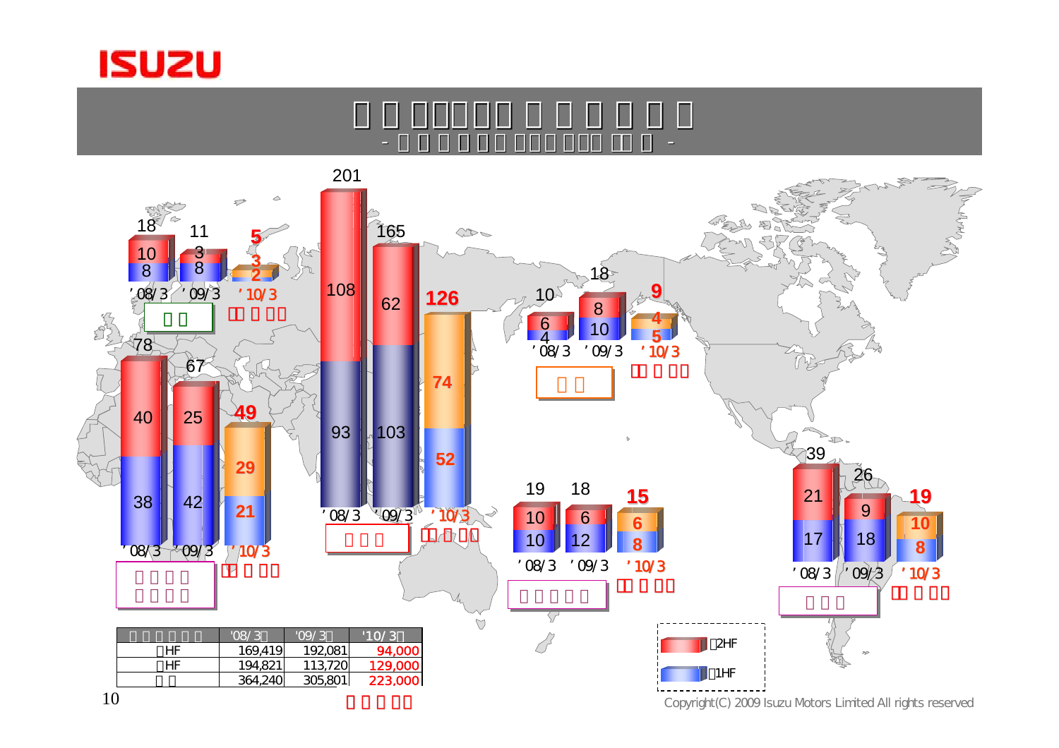ISUZU

| | '08/3 | '09/3 | '10/3 |
|---|---|---|---|
| (2HF) | 10 | 3 | 3 |
| (1HF) | 8 | 8 | 2 |
| Total | 18 | 11 | 5 |

| | '08/3 | '09/3 | '10/3 |
|---|---|---|---|
| (2HF) | 40 | 25 | 29 |
| (1HF) | 38 | 42 | 21 |
| Total | 78 | 67 | 49 |

| | '08/3 | '09/3 | '10/3 |
|---|---|---|---|
| (2HF) | 108 | 62 | 74 |
| (1HF) | 93 | 103 | 52 |
| Total | 201 | 165 | 126 |

| | '08/3 | '09/3 | '10/3 |
|---|---|---|---|
| (2HF) | 6 | 8 | 4 |
| (1HF) | 4 | 10 | 5 |
| Total | 10 | 18 | 9 |

| | '08/3 | '09/3 | '10/3 |
|---|---|---|---|
| (2HF) | 10 | 6 | 6 |
| (1HF) | 10 | 12 | 8 |
| Total | 19 | 18 | 15 |

| | '08/3 | '09/3 | '10/3 |
|---|---|---|---|
| (2HF) | 21 | 9 | 10 |
| (1HF) | 17 | 18 | 8 |
| Total | 39 | 26 | 19 |

| | '08/3 | '09/3 | '10/3 |
|---|---|---|---|
| HF | 169,419 | 192,081 | 94,000 |
| HF | 194,821 | 113,720 | 129,000 |
| | 364,240 | 305,801 | 223,000 |

2HF

1HF

Copyright(C) 2009 Isuzu Motors Limited All rights reserved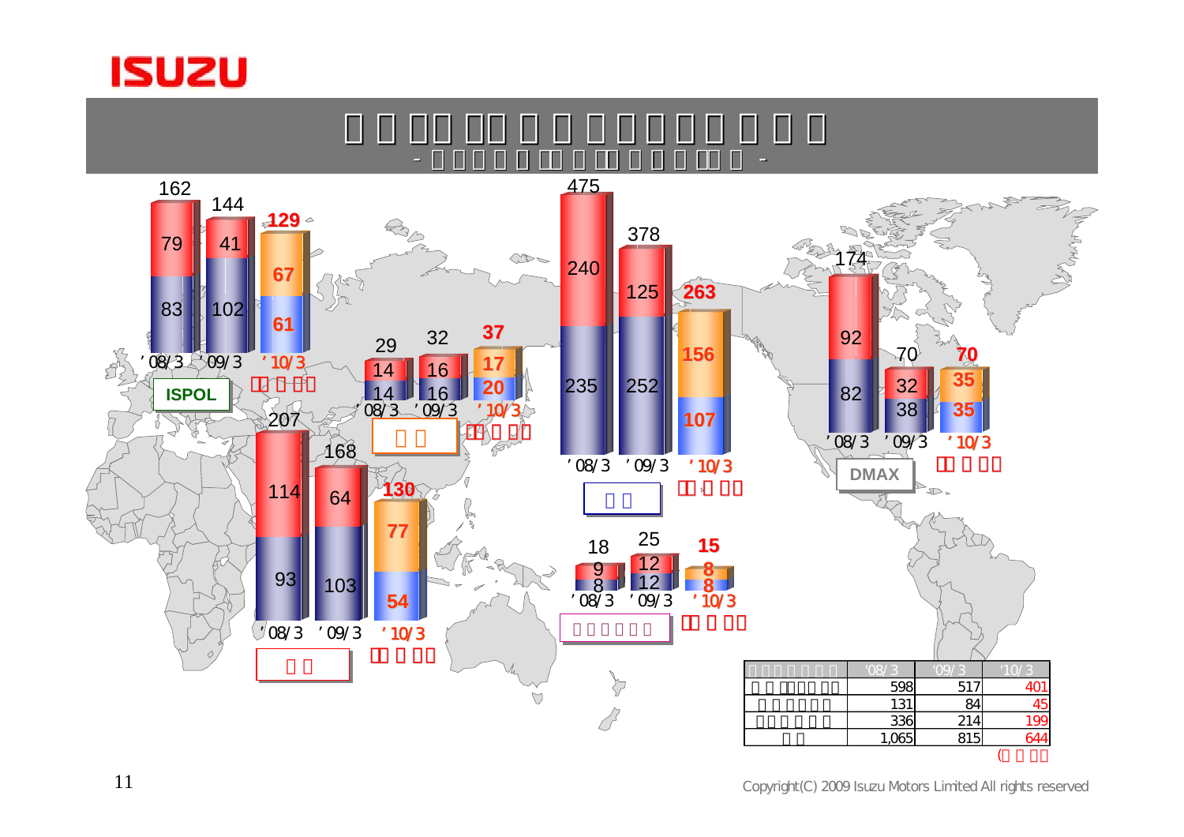**ISPOL**

| | '08/3 | '09/3 | '10/3 |
|---|---|---|---|
| 合計 | 162 | 144 | 129 |
| 上段 | 79 | 41 | 67 |
| 下段 | 83 | 102 | 61 |

| | '08/3 | '09/3 | '10/3 |
|---|---|---|---|
| 合計 | 29 | 32 | 37 |
| 上段 | 14 | 16 | 17 |
| 下段 | 14 | 16 | 20 |

| | '08/3 | '09/3 | '10/3 |
|---|---|---|---|
| 合計 | 207 | 168 | 130 |
| 上段 | 114 | 64 | 77 |
| 下段 | 93 | 103 | 54 |

| | '08/3 | '09/3 | '10/3 |
|---|---|---|---|
| 合計 | 475 | 378 | 263 |
| 上段 | 240 | 125 | 156 |
| 下段 | 235 | 252 | 107 |

| | '08/3 | '09/3 | '10/3 |
|---|---|---|---|
| 合計 | 18 | 25 | 15 |
| 上段 | 9 | 12 | 8 |
| 下段 | 8 | 12 | 8 |

**DMAX**

| | '08/3 | '09/3 | '10/3 |
|---|---|---|---|
| 合計 | 174 | 70 | 70 |
| 上段 | 92 | 32 | 35 |
| 下段 | 82 | 38 | 35 |

| | '08/3 | '09/3 | '10/3 |
|---|---|---|---|
| | 598 | 517 | 401 |
| | 131 | 84 | 45 |
| | 336 | 214 | 199 |
| | 1,065 | 815 | 644 |

Copyright(C) 2009 Isuzu Motors Limited All rights reserved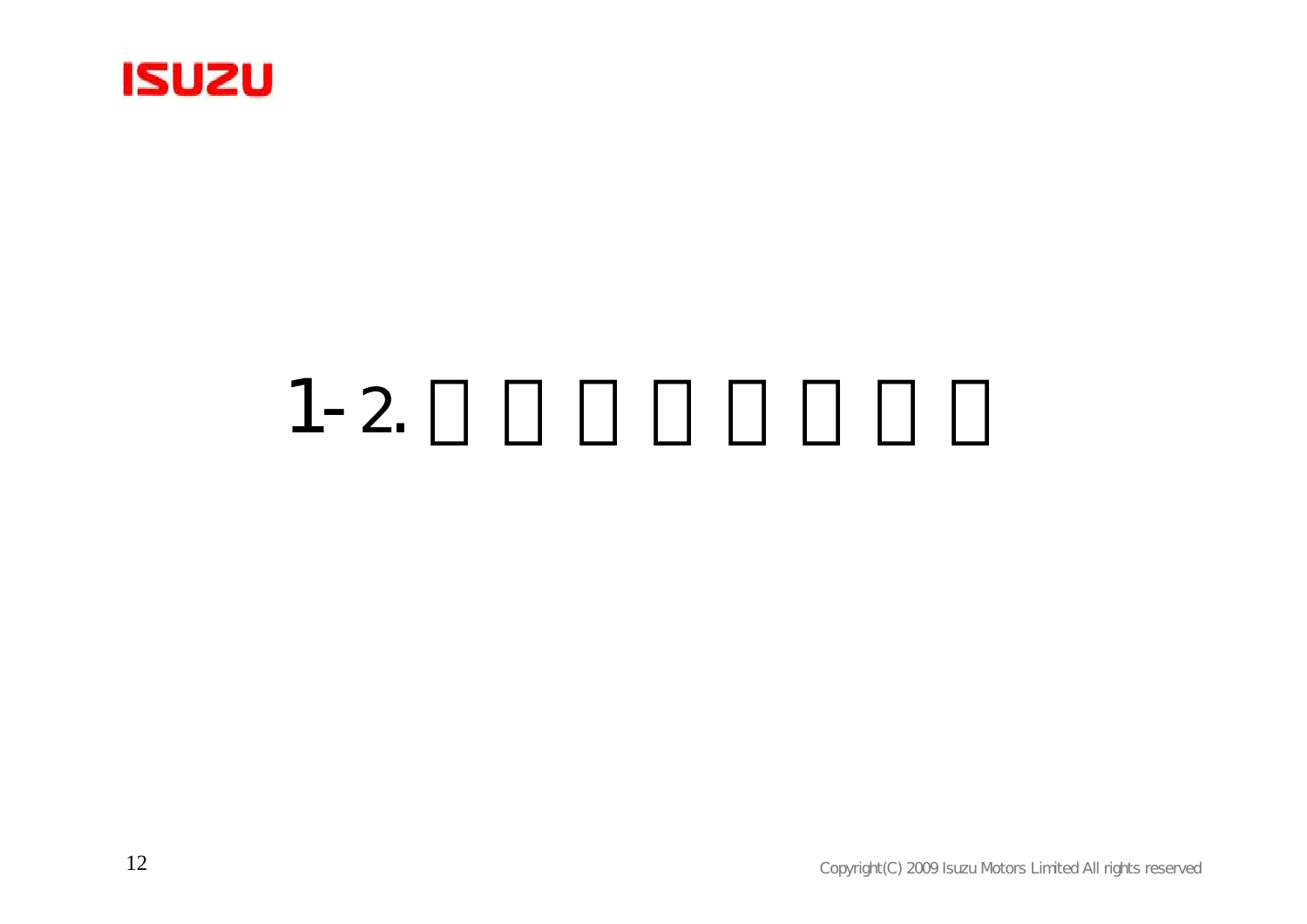# 1-2. □□□□□□□□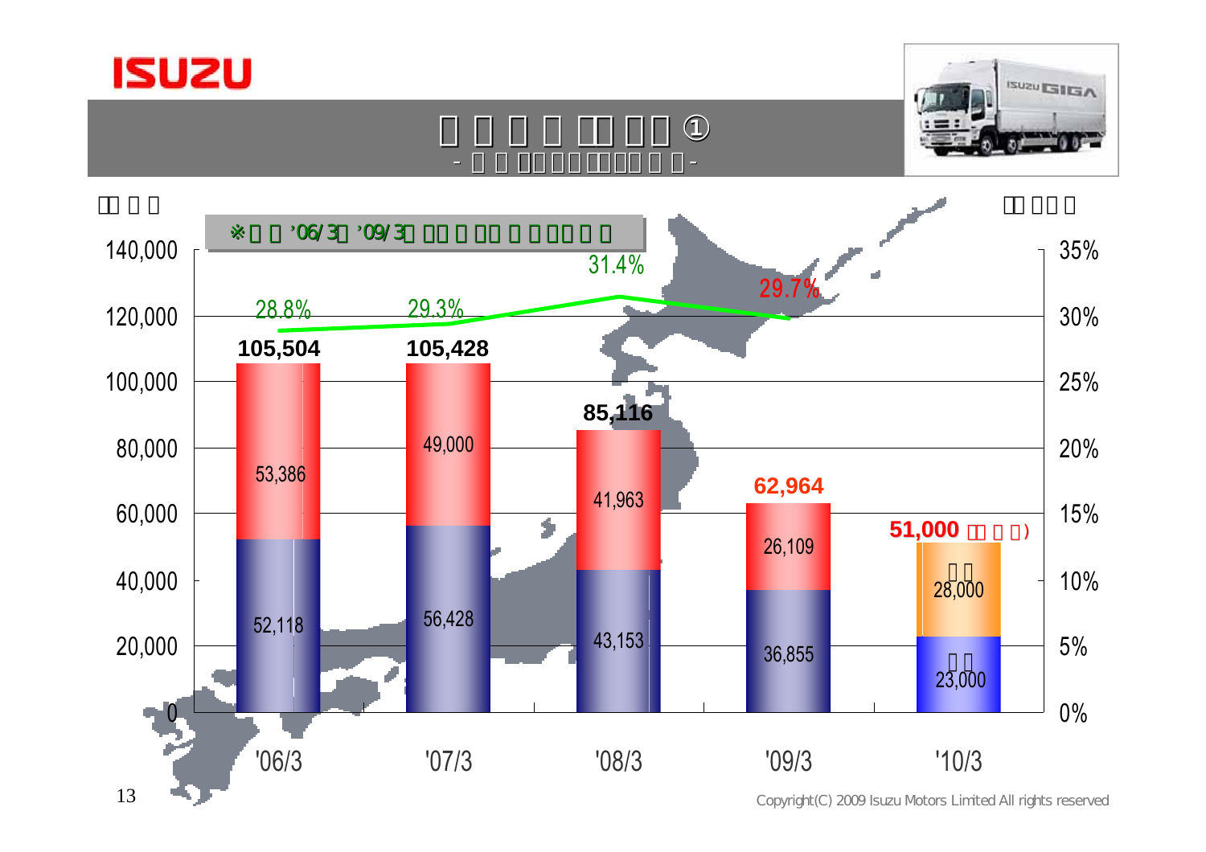ISUZU

# □ □ □ □ □□ □□ ①

- □ □ □□ □□ □□□□ □ □ -

□□ □ □ / □□ □□ □

※ □ □ '06/3□ '09/3□ □□ □ □□ □ □□□ □ □

| | '06/3 | '07/3 | '08/3 | '09/3 | '10/3 |
|---|---|---|---|---|---|
| Total | 105,504 | 105,428 | 85,116 | 62,964 | 51,000 (□□ □ □) |
| Upper segment | 53,386 | 49,000 | 41,963 | 26,109 | □ □ 28,000 |
| Lower segment | 52,118 | 56,428 | 43,153 | 36,855 | □ □ 23,000 |
| % (line) | 28.8% | 29.3% | 31.4% | 29.7% | |

Copyright(C) 2009 Isuzu Motors Limited All rights reserved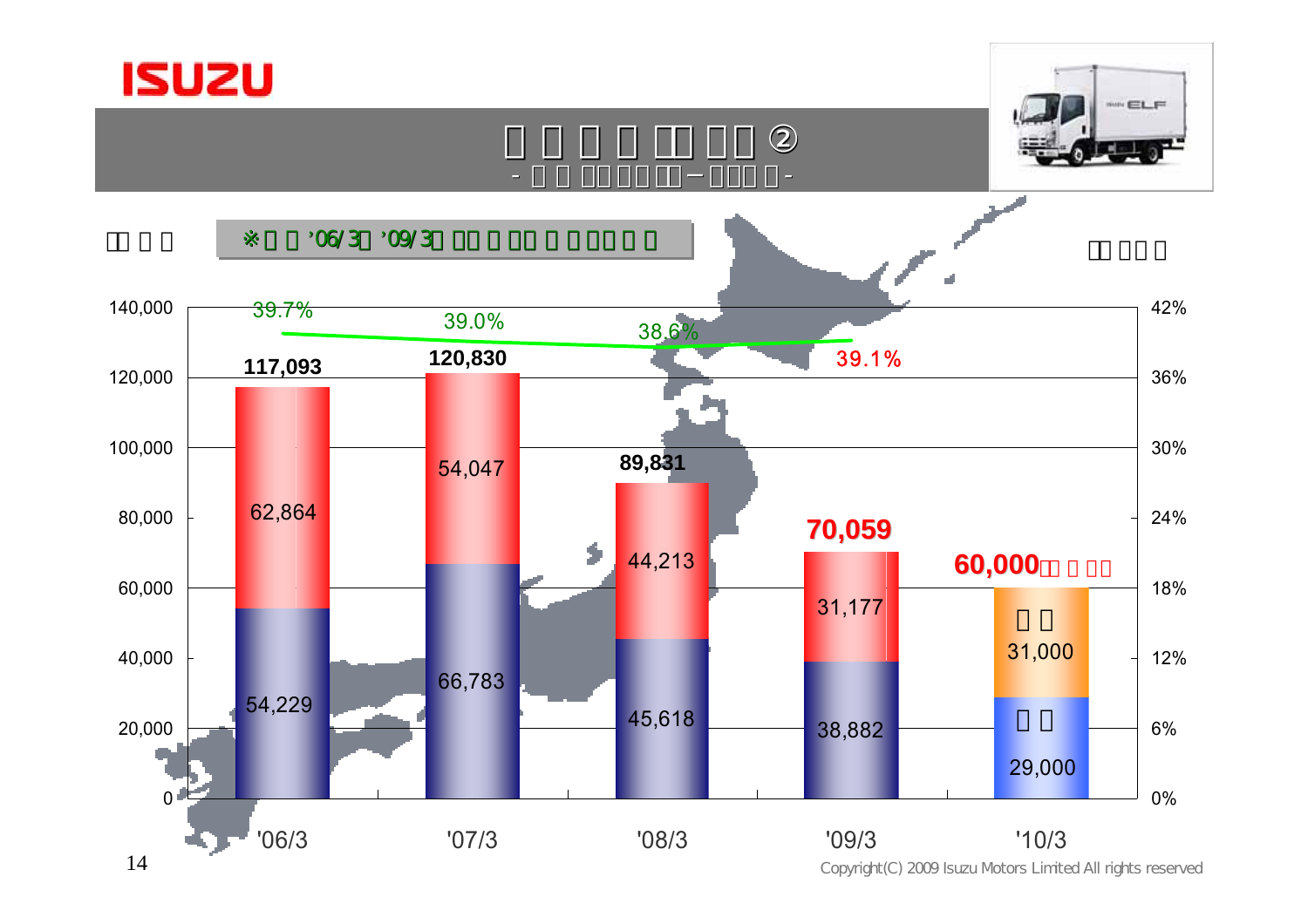# ISUZU

## ②

※ ’06/3 ’09/3

| | '06/3 | '07/3 | '08/3 | '09/3 | '10/3 |
|---|---|---|---|---|---|
| Total | 117,093 | 120,830 | 89,831 | 70,059 | 60,000 |
| Upper segment | 62,864 | 54,047 | 44,213 | 31,177 | 31,000 |
| Lower segment | 54,229 | 66,783 | 45,618 | 38,882 | 29,000 |
| % | 39.7% | 39.0% | 38.6% | 39.1% | |

Left axis: 0 – 140,000

Right axis: 0% – 42%

Copyright(C) 2009 Isuzu Motors Limited All rights reserved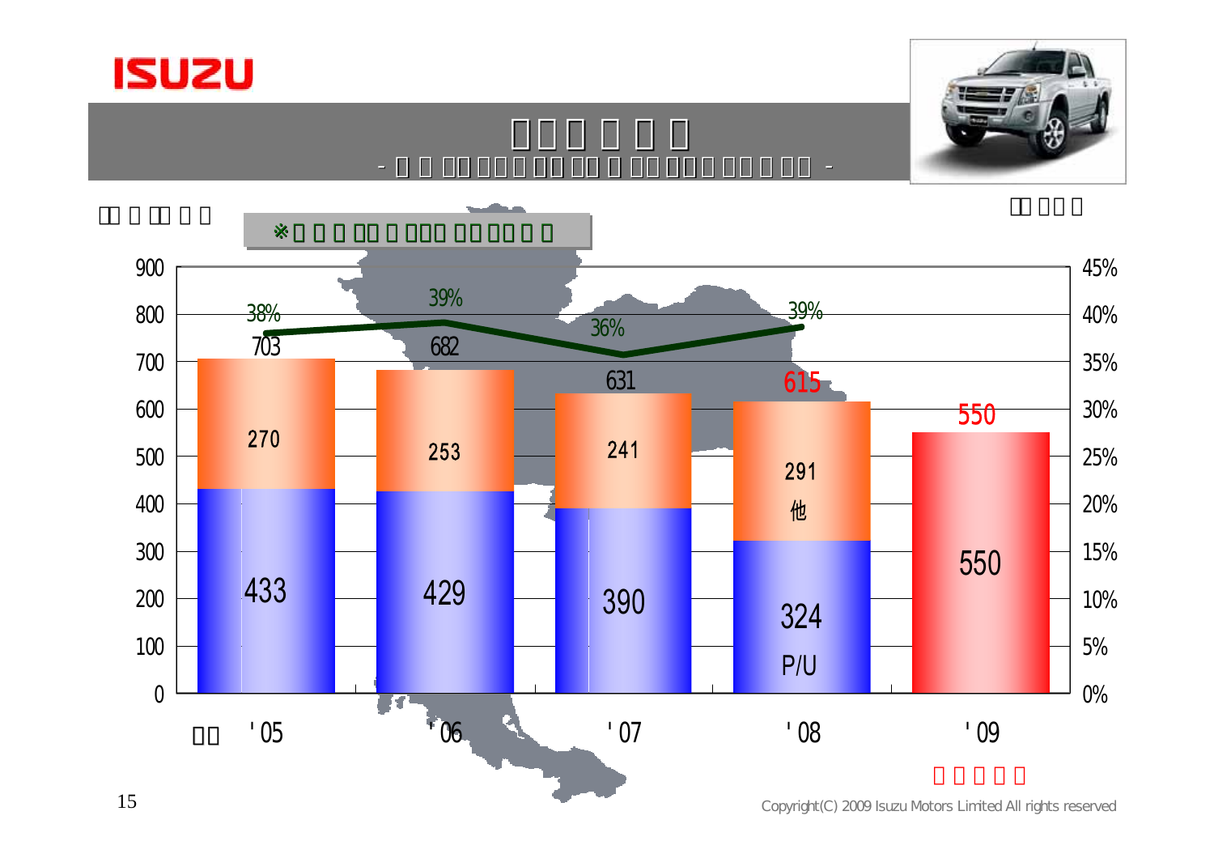ISUZU

| | '05 | '06 | '07 | '08 | '09 |
|---|---|---|---|---|---|
| P/U | 433 | 429 | 390 | 324 | |
| 他 | 270 | 253 | 241 | 291 | |
| Total | 703 | 682 | 631 | 615 | 550 |
| % | 38% | 39% | 36% | 39% | |

Copyright(C) 2009 Isuzu Motors Limited All rights reserved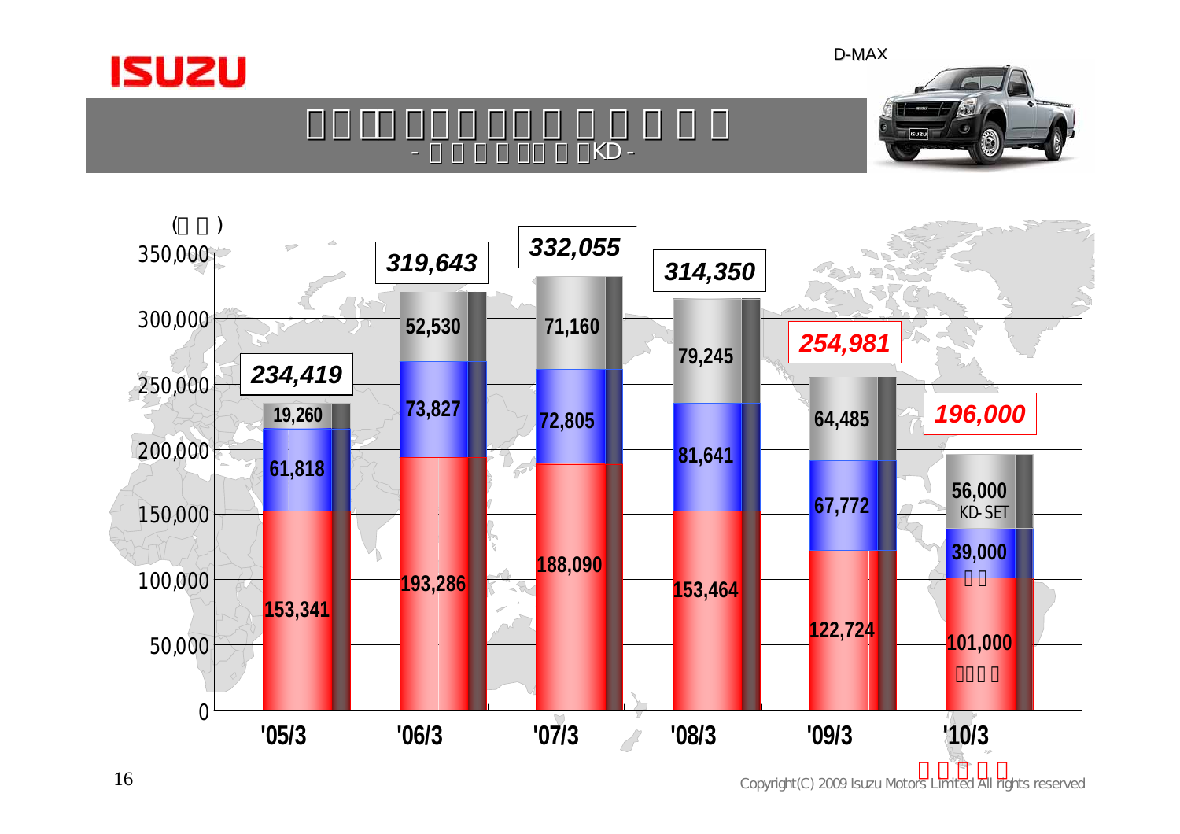D-MAX

- KD -

| | '05/3 | '06/3 | '07/3 | '08/3 | '09/3 | '10/3 |
|---|---|---|---|---|---|---|
| KD-SET | 19,260 | 52,530 | 71,160 | 79,245 | 64,485 | 56,000 |
| | 61,818 | 73,827 | 72,805 | 81,641 | 67,772 | 39,000 |
| | 153,341 | 193,286 | 188,090 | 153,464 | 122,724 | 101,000 |
| Total | 234,419 | 319,643 | 332,055 | 314,350 | 254,981 | 196,000 |

Copyright(C) 2009 Isuzu Motors Limited All rights reserved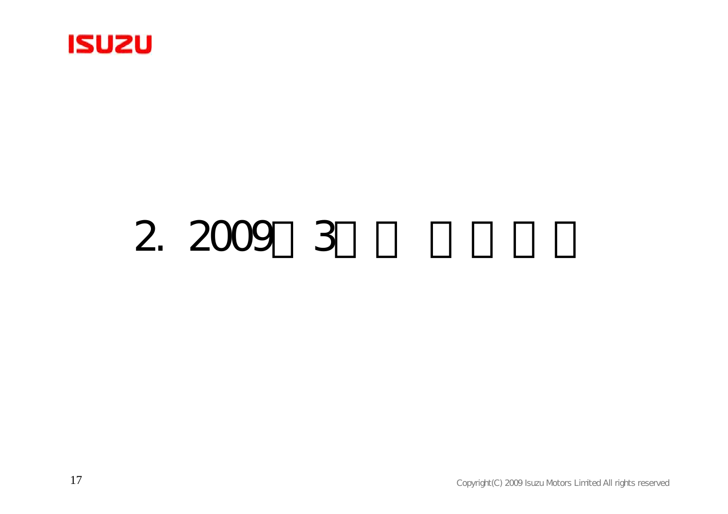# 2. 2009□3□□ □□□□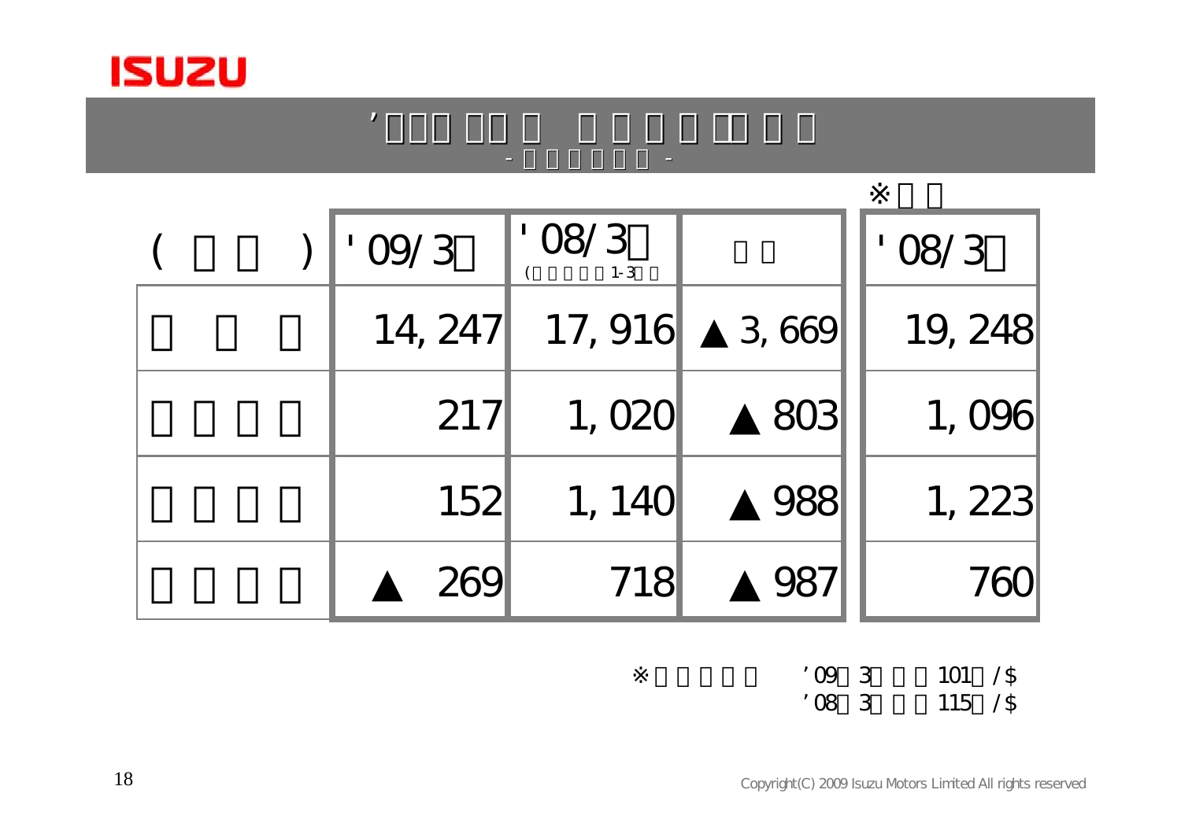# ’□□□ □□□ □ □□□□ □□□ □□

- □□□□□□ -

| (□□□) | '09/3□ | '08/3□ (□□□□□1-3□□) | □□ | | ※□□ '08/3□ |
|---|---|---|---|---|---|
| □□□ | 14,247 | 17,916 | ▲3,669 | | 19,248 |
| □□□□ | 217 | 1,020 | ▲803 | | 1,096 |
| □□□□ | 152 | 1,140 | ▲988 | | 1,223 |
| □□□□ | ▲ 269 | 718 | ▲987 | | 760 |

※□□□□□ ’09□3□□□101□/$
’08□3□□□115□/$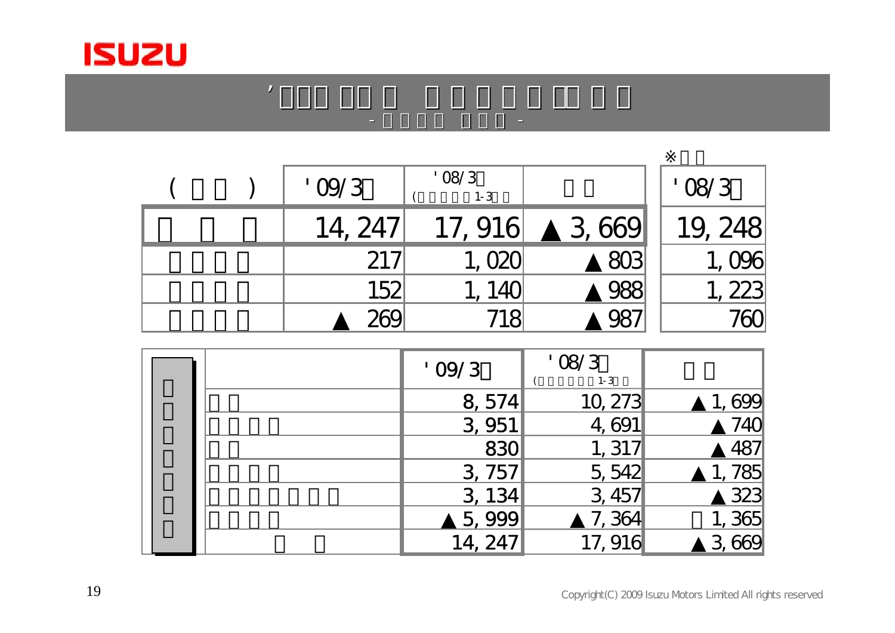| ( ) | '09/3 | '08/3 ( 1-3 ) | | ※ '08/3 |
|---|---|---|---|---|
| | 14, 247 | 17, 916 | ▲3, 669 | 19, 248 |
| | 217 | 1, 020 | ▲803 | 1, 096 |
| | 152 | 1, 140 | ▲988 | 1, 223 |
| | ▲ 269 | 718 | ▲987 | 760 |

| | | '09/3 | '08/3 ( 1-3 ) | |
|---|---|---|---|---|
| | | 8, 574 | 10, 273 | ▲1, 699 |
| | | 3, 951 | 4, 691 | ▲740 |
| | | 830 | 1, 317 | ▲487 |
| | | 3, 757 | 5, 542 | ▲1, 785 |
| | | 3, 134 | 3, 457 | ▲323 |
| | | ▲5, 999 | ▲7, 364 | 1, 365 |
| | | 14, 247 | 17, 916 | ▲3, 669 |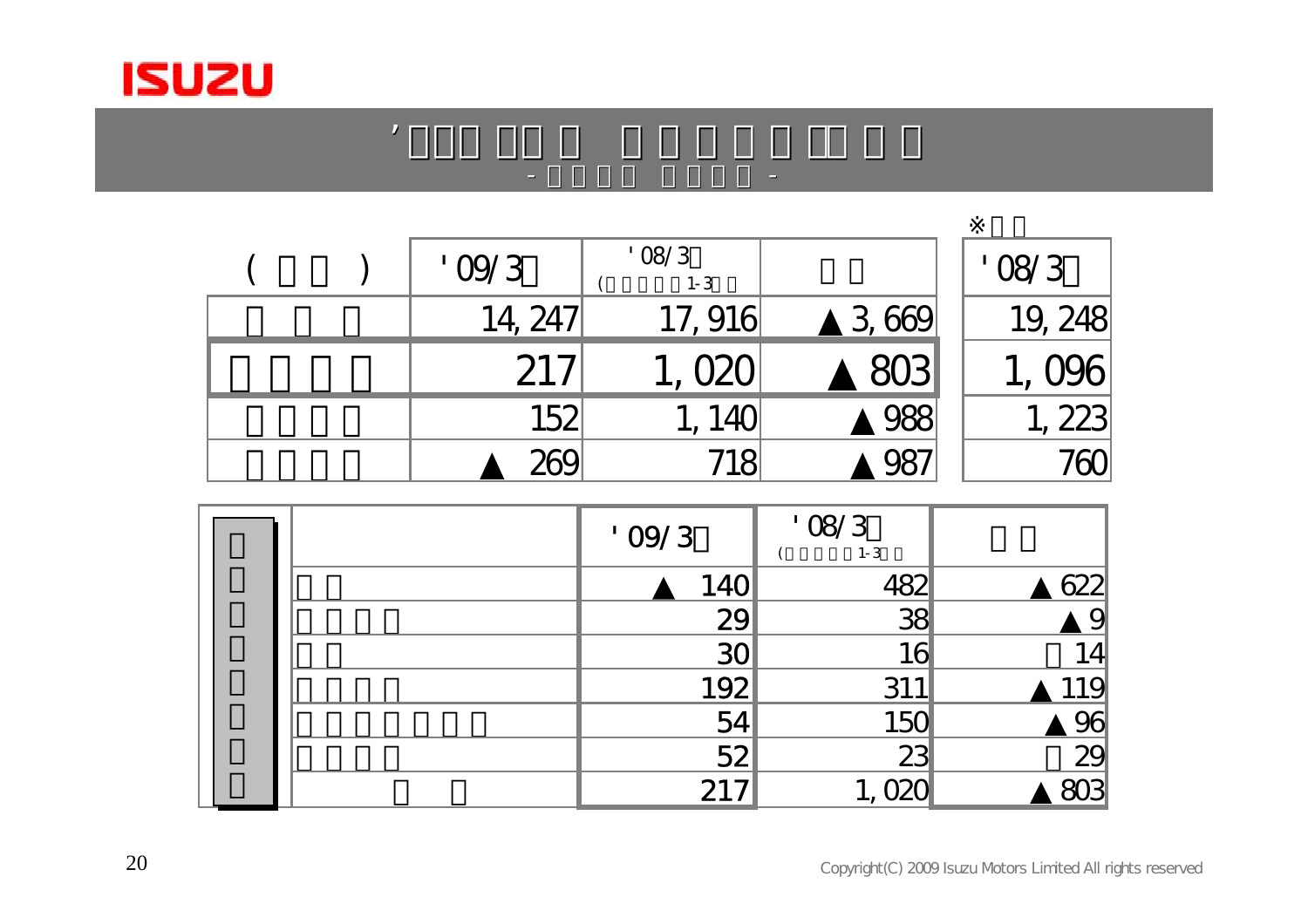# ’□□□ □□□ □ □ □ □ □ □□□ □ □

- □ □ □ □ □ □ □ □ -

| ( □ □ ) | '09/3□ | '08/3□ (□ □ □ □ □ 1-3□ □) | □ □ | ※□ □ '08/3□ |
|---|---|---|---|---|
| □ □ □ | 14,247 | 17,916 | ▲3,669 | 19,248 |
| **□ □ □ □** | **217** | **1,020** | **▲803** | **1,096** |
| □ □ □ □ | 152 | 1,140 | ▲988 | 1,223 |
| □ □ □ □ | ▲269 | 718 | ▲987 | 760 |

| □□□□□□□□ | | '09/3□ | '08/3□ (□ □ □ □ □ 1-3□ □) | □ □ |
|---|---|---|---|---|
| | □ □ | ▲140 | 482 | ▲622 |
| | □ □ □ □ | 29 | 38 | ▲9 |
| | □ □ | 30 | 16 | □14 |
| | □ □ □ □ | 192 | 311 | ▲119 |
| | □ □ □ □ □ □ □ | 54 | 150 | ▲96 |
| | □ □ □ □ | 52 | 23 | □29 |
| | □ □ | 217 | 1,020 | ▲803 |

Copyright(C) 2009 Isuzu Motors Limited All rights reserved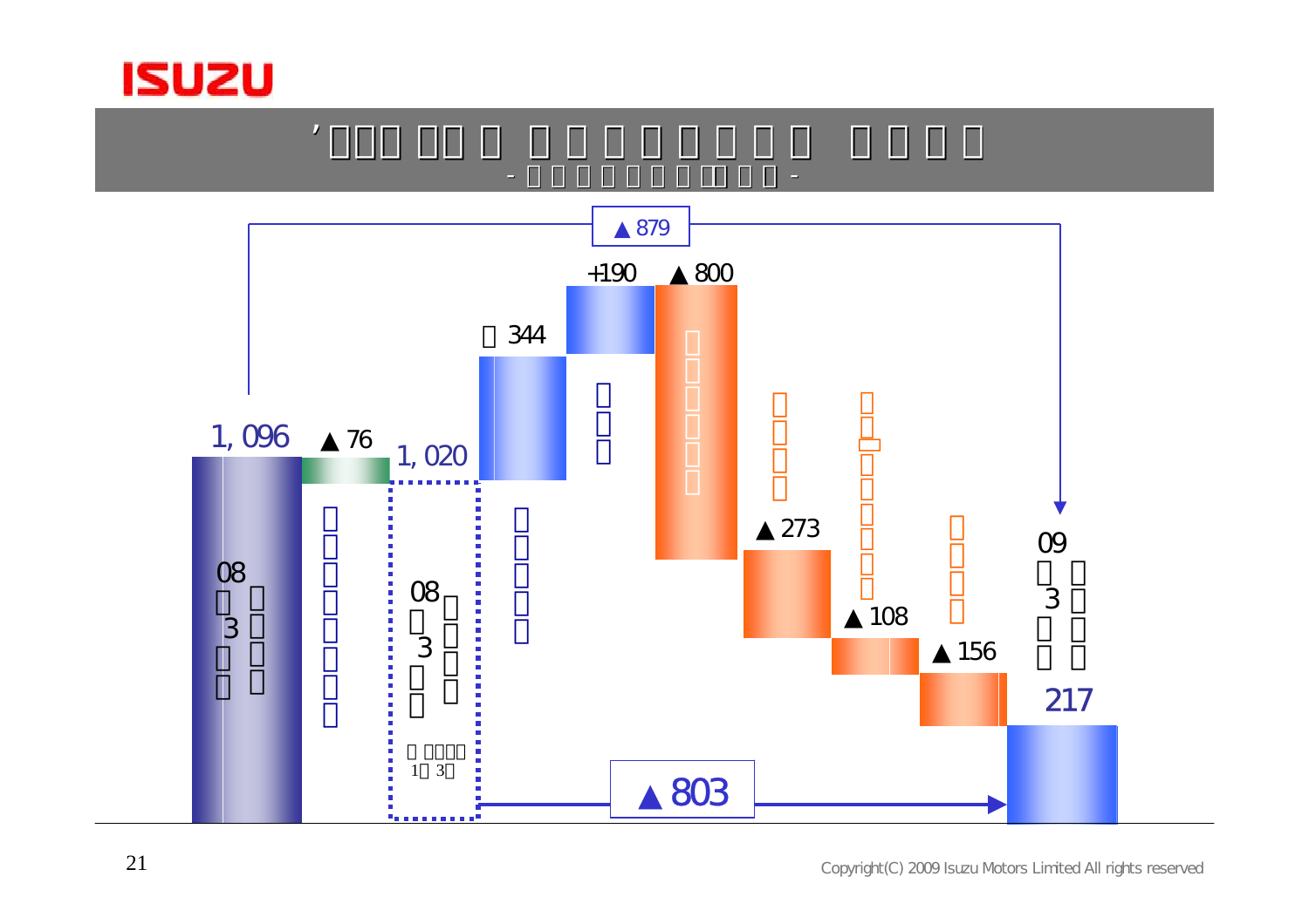ISUZU

# ’□□□ □□□ □ □ □ □ □ □ □ □ □ □ □ □ □

- □ □ □ □ □ □ □ □ □ □ -

▲879

+190 ▲800

□ 344

1, 096 ▲76 1, 020

08 □ 3 □

08 □ 3 □

□ □□□□ 1□ 3□

▲273

▲108

▲156

09 □ 3 □

217

▲803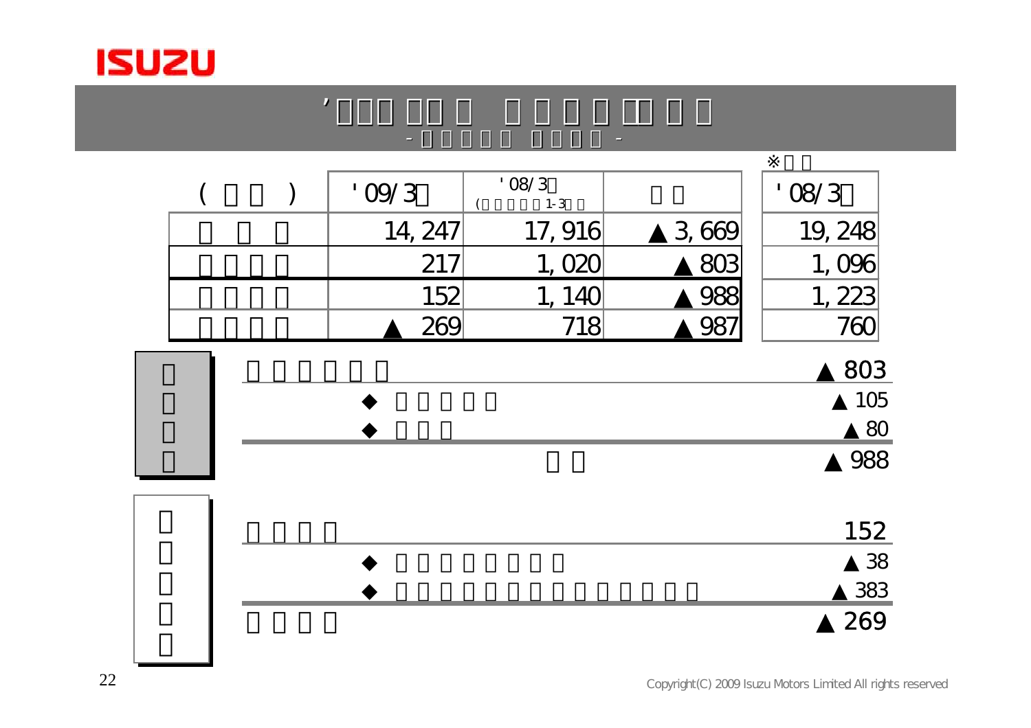※

| | '09/3 | '08/3 (1-3) | | '08/3 |
|---|---|---|---|---|
| | 14,247 | 17,916 | ▲3,669 | 19,248 |
| | 217 | 1,020 | ▲803 | 1,096 |
| | 152 | 1,140 | ▲988 | 1,223 |
| | ▲269 | 718 | ▲987 | 760 |

| | |
|---|---|
| | ▲803 |
| ◆ | ▲105 |
| ◆ | ▲80 |
| | ▲988 |

| | |
|---|---|
| | 152 |
| ◆ | ▲38 |
| ◆ | ▲383 |
| | ▲269 |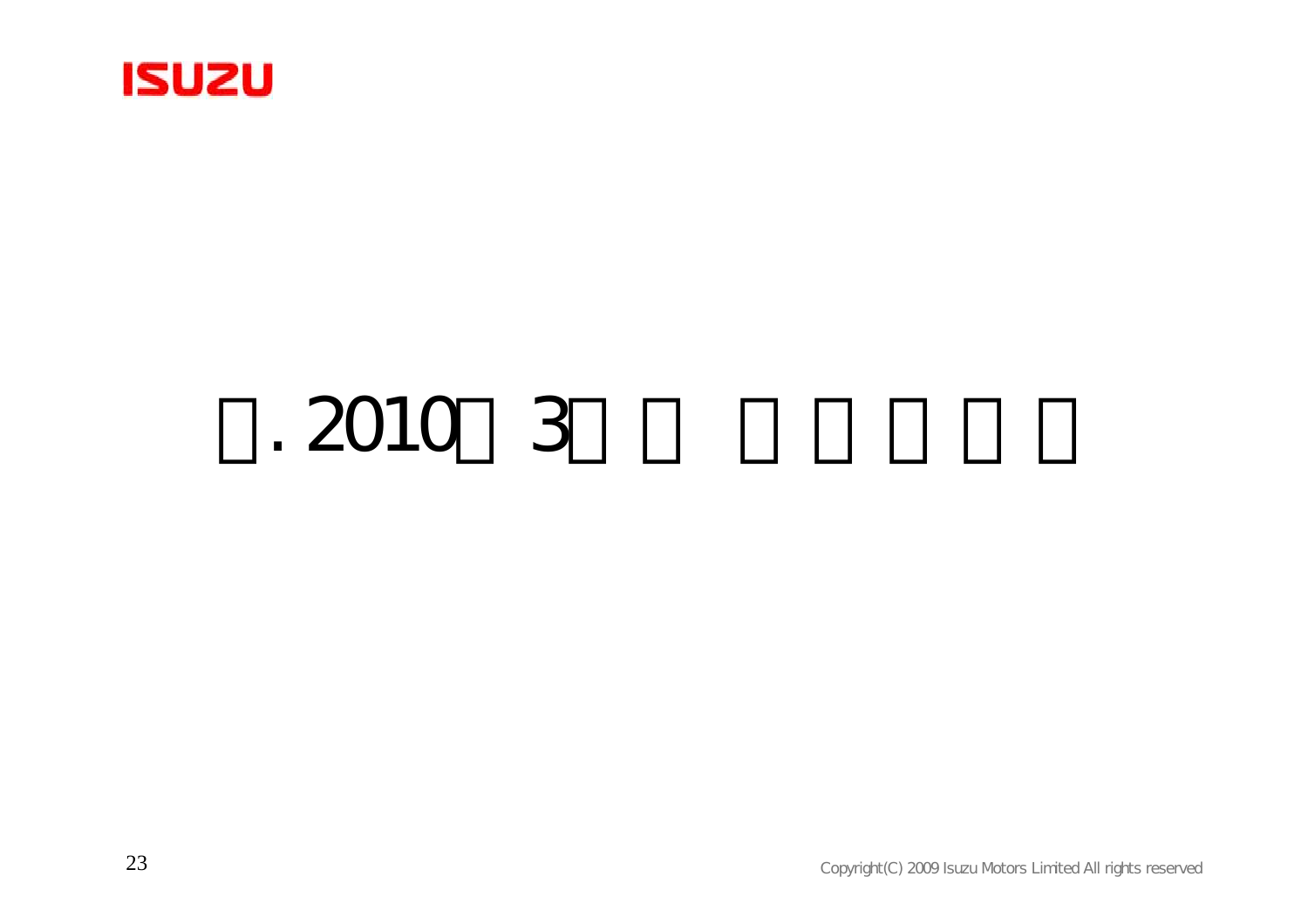# □. 2010□3□□ □□□□□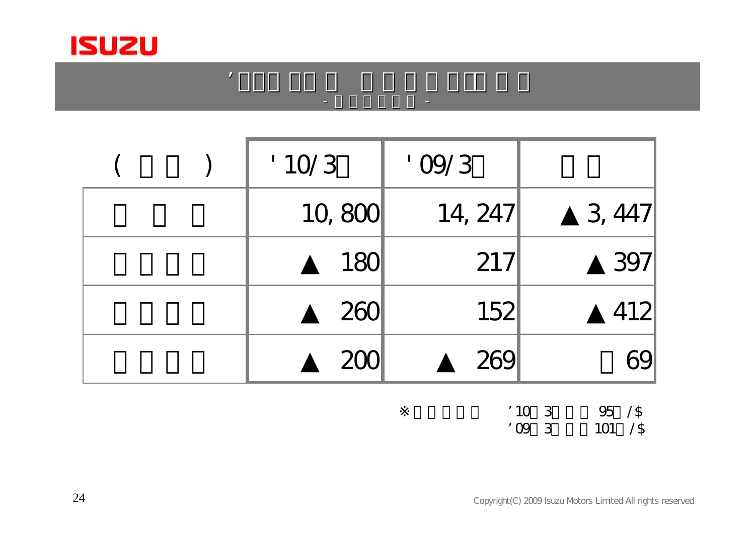# '□□□ □□ □ □ □ □ □□□ □ □

- □ □ □ □ □ □ -

| ( □ □ ) | '10/3□ | '09/3□ | □ □ |
|---|---|---|---|
| □ □ □ | 10,800 | 14,247 | ▲3,447 |
| □ □ □ □ | ▲ 180 | 217 | ▲397 |
| □ □ □ □ | ▲ 260 | 152 | ▲412 |
| □ □ □ □ | ▲ 200 | ▲ 269 | □69 |

※□□□□□ '10□3□□□ 95□/$
'09□3□□□ 101□/$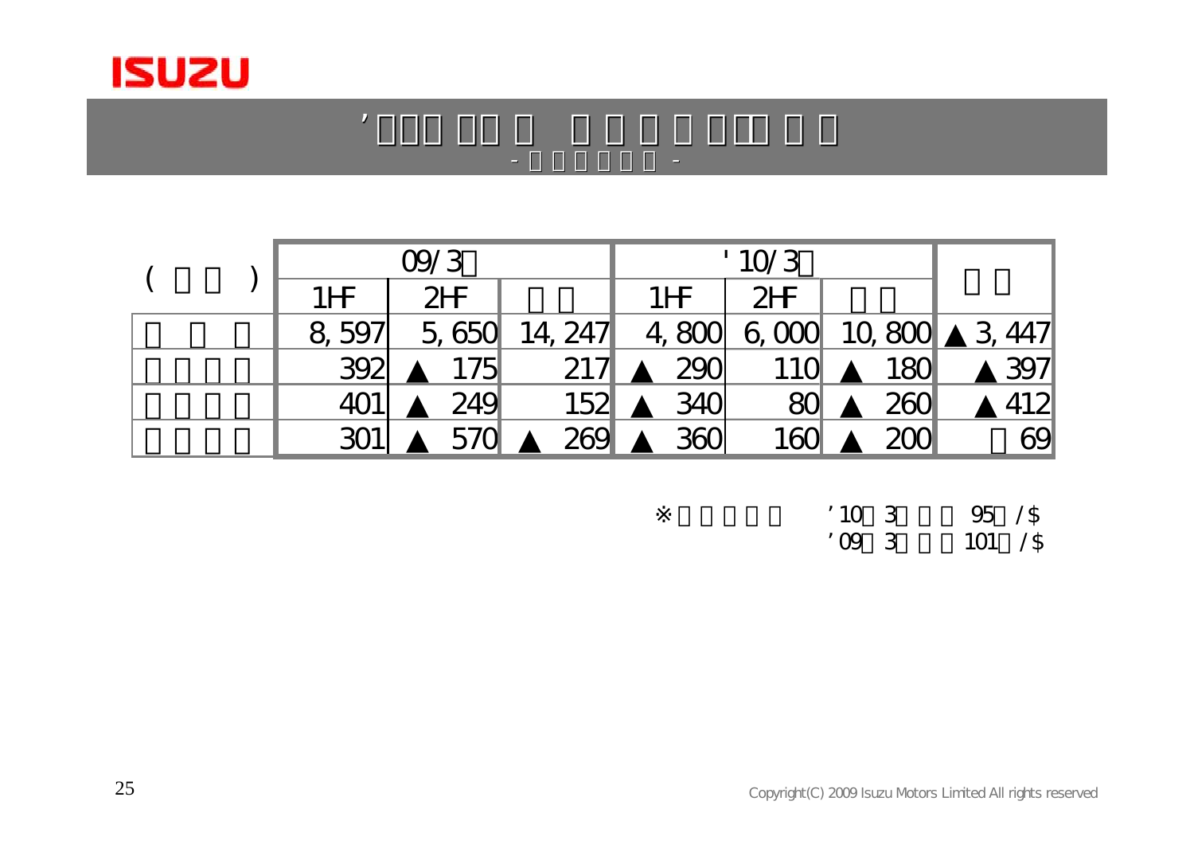| ( ) | 09/3 | | | '10/3 | | | |
|---|---|---|---|---|---|---|---|
| | 1HF | 2HF | | 1HF | 2HF | | |
| | 8,597 | 5,650 | 14,247 | 4,800 | 6,000 | 10,800 | ▲3,447 |
| | 392 | ▲175 | 217 | ▲290 | 110 | ▲180 | ▲397 |
| | 401 | ▲249 | 152 | ▲340 | 80 | ▲260 | ▲412 |
| | 301 | ▲570 | ▲269 | ▲360 | 160 | ▲200 | 69 |

※ ’10 3 95 /$
’09 3 101 /$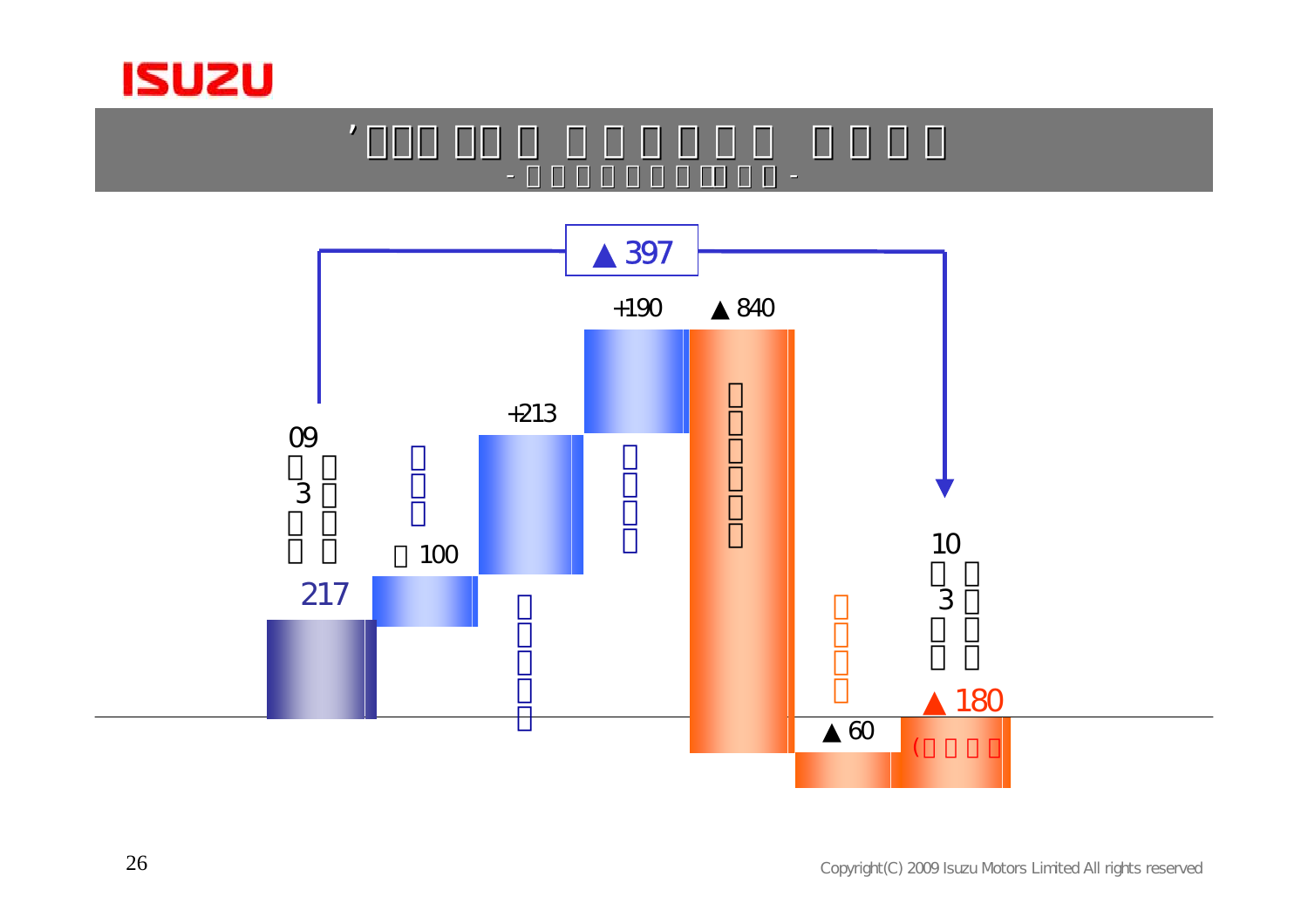# ’□□□ □□□ □ □□□□□□ □□□□

- □□□□□□□□□□□□ -

▲397

| | |
|---|---|
| 09 □□ 3□□ □□ □□ | 217 |
| □□□ | □100 |
| □□□□□□ | +213 |
| □□□□ | +190 |
| □□□□□□ | ▲840 |
| □□□□ | ▲60 |
| 10 □□ 3□□ □□ □□ | ▲180 (□□□□) |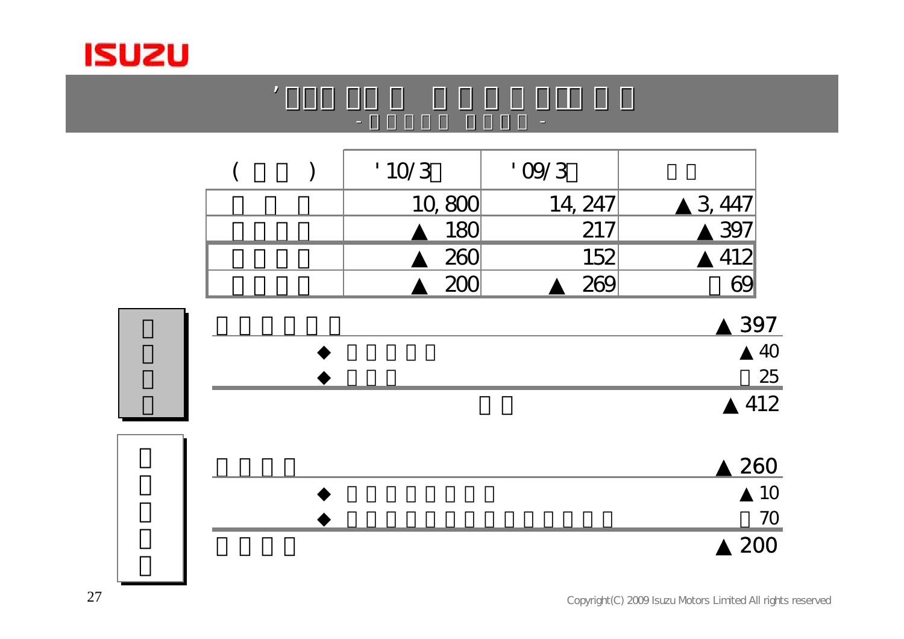| | '10/3 | '09/3 | |
|---|---|---|---|
| | 10,800 | 14,247 | ▲3,447 |
| | ▲180 | 217 | ▲397 |
| | ▲260 | 152 | ▲412 |
| | ▲200 | ▲269 | 69 |

| | |
|---|---|
| | ▲397 |
| ◆ | ▲40 |
| ◆ | 25 |
| | ▲412 |

| | |
|---|---|
| | ▲260 |
| ◆ | ▲10 |
| ◆ | 70 |
| | ▲200 |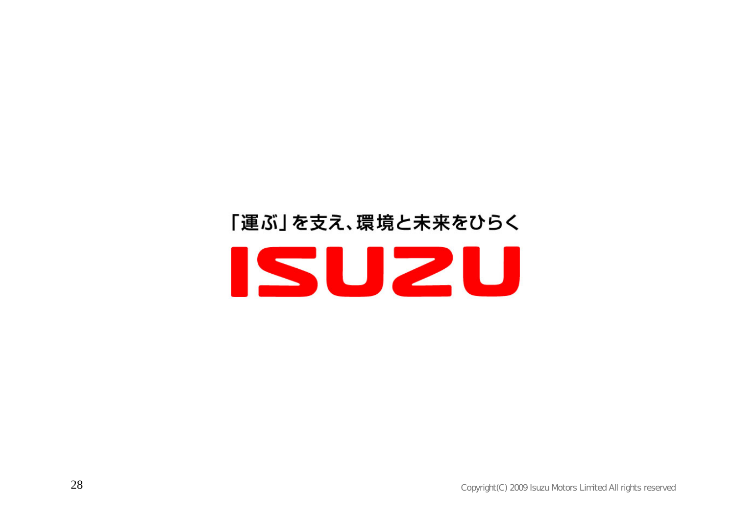「運ぶ」を支え、環境と未来をひらく

ISUZU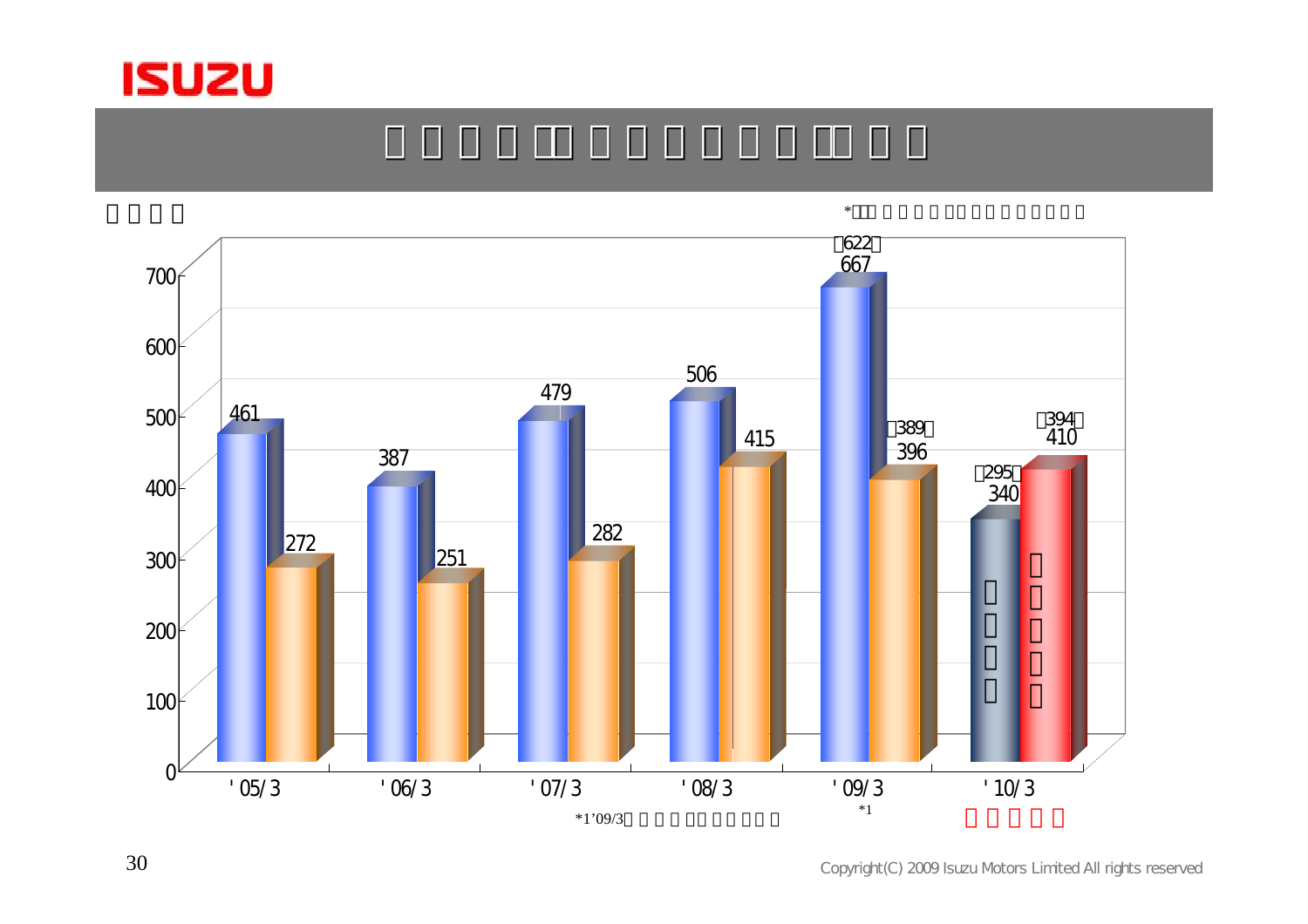| | | |
|---|---|---|
| '05/3 | 461 | 272 |
| '06/3 | 387 | 251 |
| '07/3 | 479 | 282 |
| '08/3 | 506 | 415 |
| '09/3 [*1] | （622） 667 | （389） 396 |
| '10/3 | （295） 340 | （394） 410 |

*1'09/3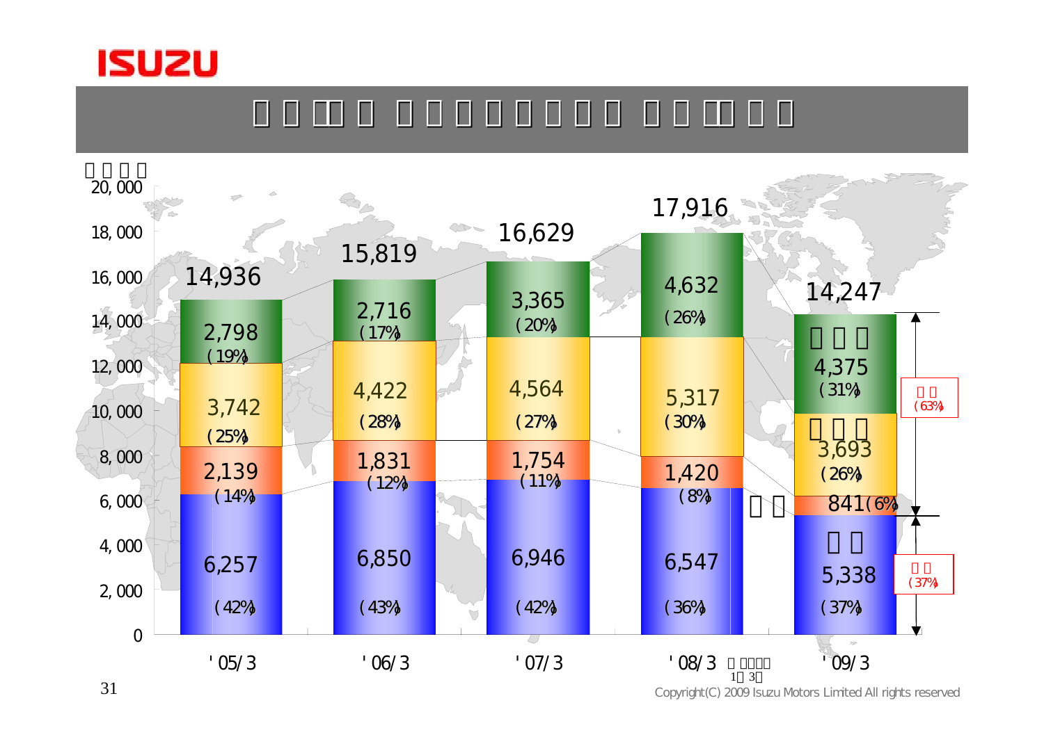ISUZU

| | '05/3 | '06/3 | '07/3 | '08/3 | '09/3 |
|---|---|---|---|---|---|
| | 2,798 (19%) | 2,716 (17%) | 3,365 (20%) | 4,632 (26%) | 4,375 (31%) |
| | 3,742 (25%) | 4,422 (28%) | 4,564 (27%) | 5,317 (30%) | 3,693 (26%) |
| | 2,139 (14%) | 1,831 (12%) | 1,754 (11%) | 1,420 (8%) | 841 (6%) |
| | 6,257 (42%) | 6,850 (43%) | 6,946 (42%) | 6,547 (36%) | 5,338 (37%) |
| Total | 14,936 | 15,819 | 16,629 | 17,916 | 14,247 |

'09/3: (63%) / (37%)

Copyright(C) 2009 Isuzu Motors Limited All rights reserved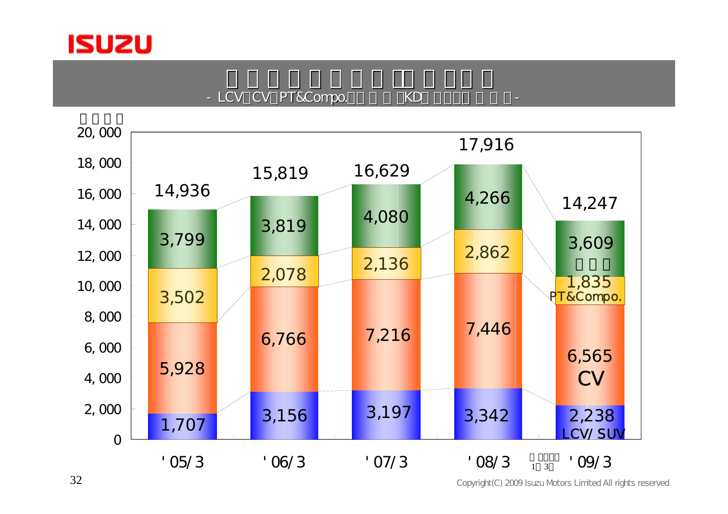# ISUZU

- LCV・CV・PT&Compo.・KD -

| | '05/3 | '06/3 | '07/3 | '08/3 | '09/3 |
|---|---|---|---|---|---|
| LCV/SUV | 1,707 | 3,156 | 3,197 | 3,342 | 2,238 |
| CV | 5,928 | 6,766 | 7,216 | 7,446 | 6,565 |
| PT&Compo. | 3,502 | 2,078 | 2,136 | 2,862 | 1,835 |
| その他 | 3,799 | 3,819 | 4,080 | 4,266 | 3,609 |
| Total | 14,936 | 15,819 | 16,629 | 17,916 | 14,247 |

Copyright(C) 2009 Isuzu Motors Limited All rights reserved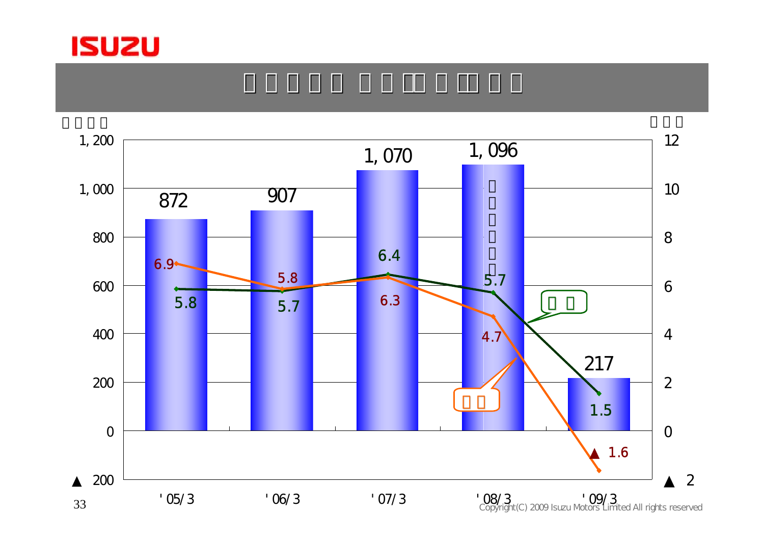ISUZU

| | '05/3 | '06/3 | '07/3 | '08/3 | '09/3 |
|---|---|---|---|---|---|
| | 872 | 907 | 1,070 | 1,096 | 217 |
| | 5.8 | 5.7 | 6.4 | 5.7 | 1.5 |
| | 6.9 | 5.8 | 6.3 | 4.7 | ▲ 1.6 |

Copyright(C) 2009 Isuzu Motors Limited All rights reserved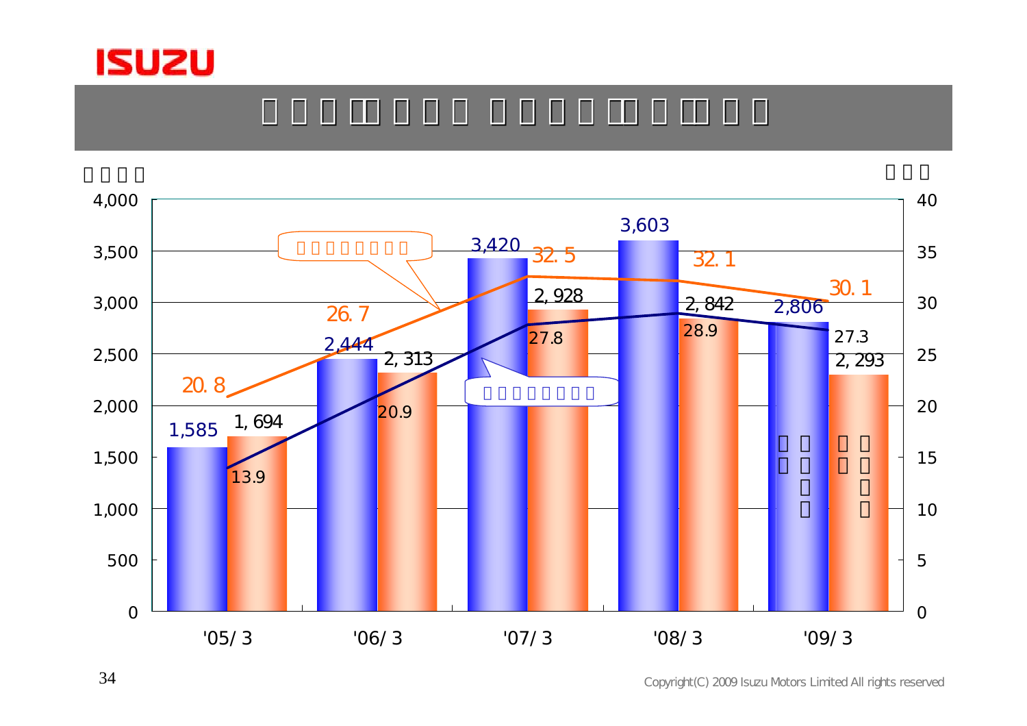ISUZU

| | '05/3 | '06/3 | '07/3 | '08/3 | '09/3 |
|---|---|---|---|---|---|
| Blue bar | 1,585 | 2,444 | 3,420 | 3,603 | 2,806 |
| Orange bar | 1,694 | 2,313 | 2,928 | 2,842 | 2,293 |
| Orange line | 20.8 | 26.7 | 32.5 | 32.1 | 30.1 |
| Navy line | 13.9 | 20.9 | 27.8 | 28.9 | 27.3 |

Copyright(C) 2009 Isuzu Motors Limited All rights reserved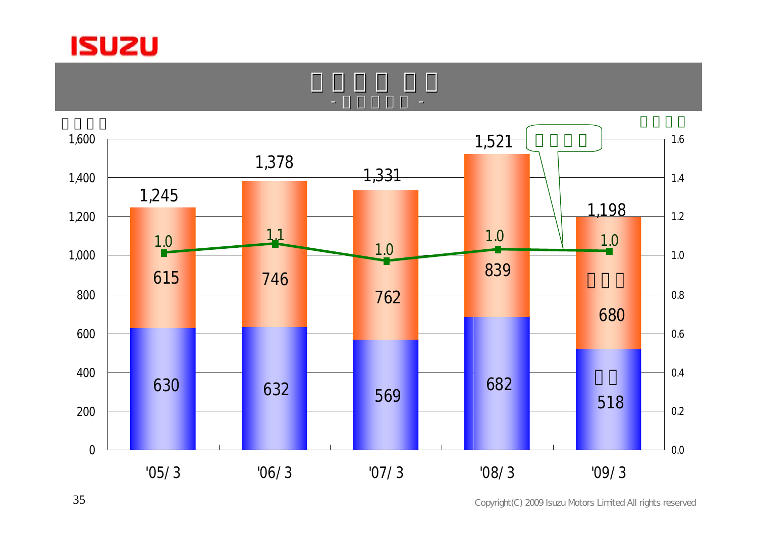# ISUZU

## □□□□ □□
### - □□□□□ -

□□□□ / □□□□

| | '05/3 | '06/3 | '07/3 | '08/3 | '09/3 |
|---|---|---|---|---|---|
| □□□ | 615 | 746 | 762 | 839 | 680 |
| □□ | 630 | 632 | 569 | 682 | 518 |
| Total | 1,245 | 1,378 | 1,331 | 1,521 | 1,198 |
| □□□□ | 1.0 | 1.1 | 1.0 | 1.0 | 1.0 |

Copyright(C) 2009 Isuzu Motors Limited All rights reserved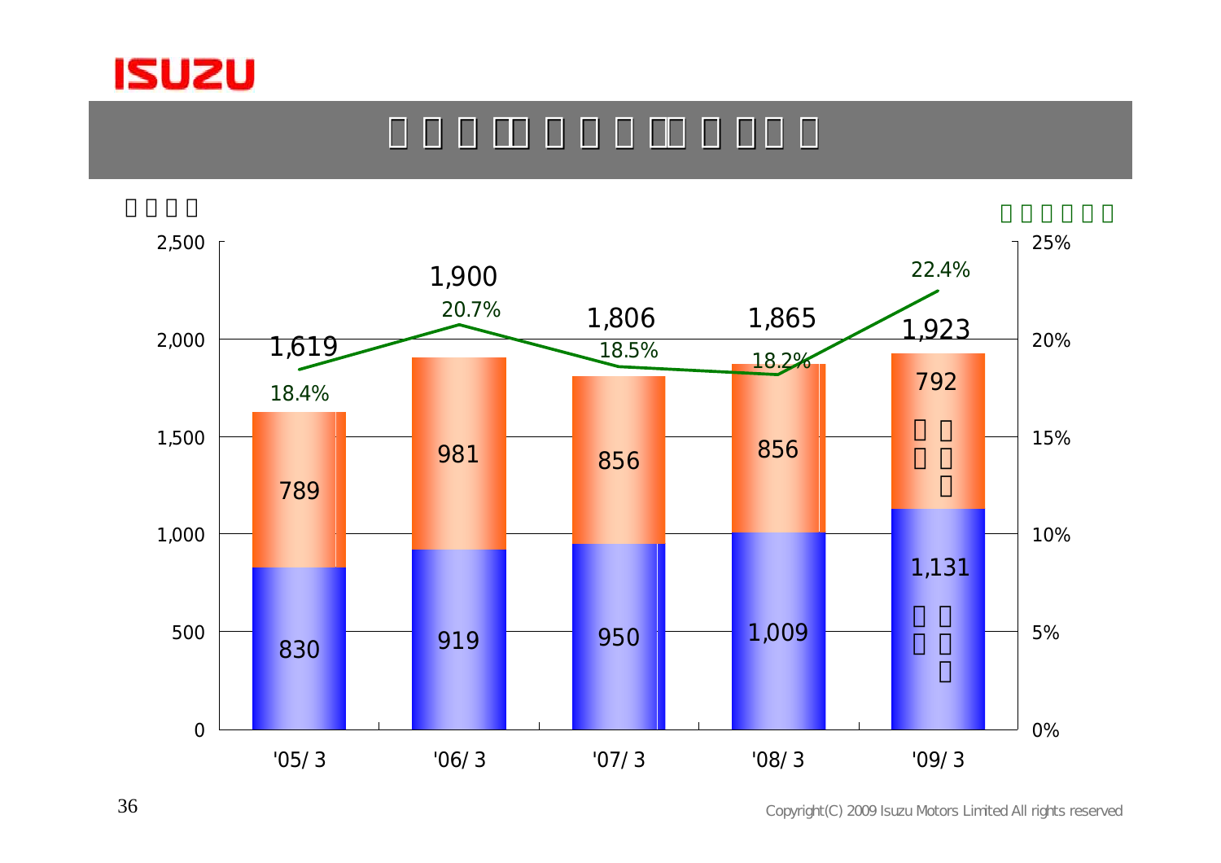ISUZU

# □□□□□□□□□□□□□

□□□□

□□□□□□

2,500
2,000
1,500
1,000
500
0

25%
20%
15%
10%
5%
0%

1,619
18.4%
789
830

1,900
20.7%
981
919

1,806
18.5%
856
950

1,865
18.2%
856
1,009

1,923
22.4%
792
□□□□□
1,131
□□□□□

'05/ 3
'06/ 3
'07/ 3
'08/ 3
'09/ 3

Copyright(C) 2009 Isuzu Motors Limited All rights reserved